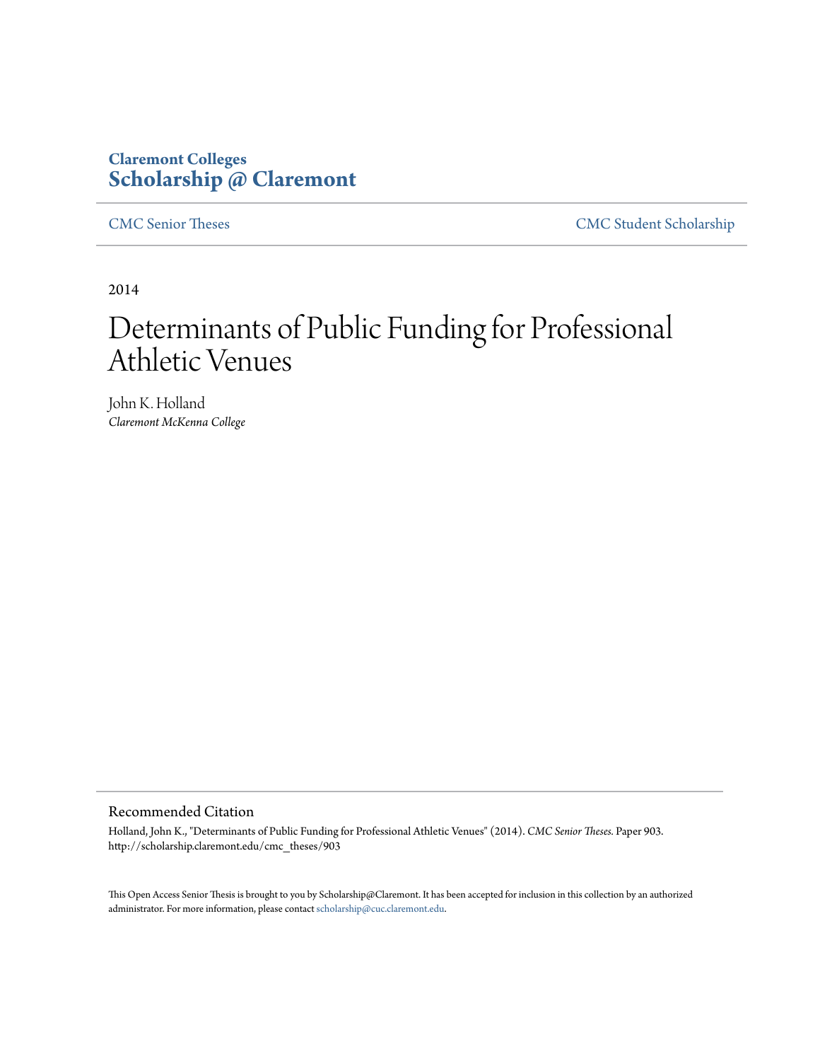Claremont Colleges

**Scholarship @ Claremont**

CMC Senior Theses | CMC Student Scholarship

2014

# Determinants of Public Funding for Professional Athletic Venues

John K. Holland

*Claremont McKenna College*

## Recommended Citation

Holland, John K., "Determinants of Public Funding for Professional Athletic Venues" (2014). *CMC Senior Theses*. Paper 903.
http://scholarship.claremont.edu/cmc_theses/903

This Open Access Senior Thesis is brought to you by Scholarship@Claremont. It has been accepted for inclusion in this collection by an authorized administrator. For more information, please contact scholarship@cuc.claremont.edu.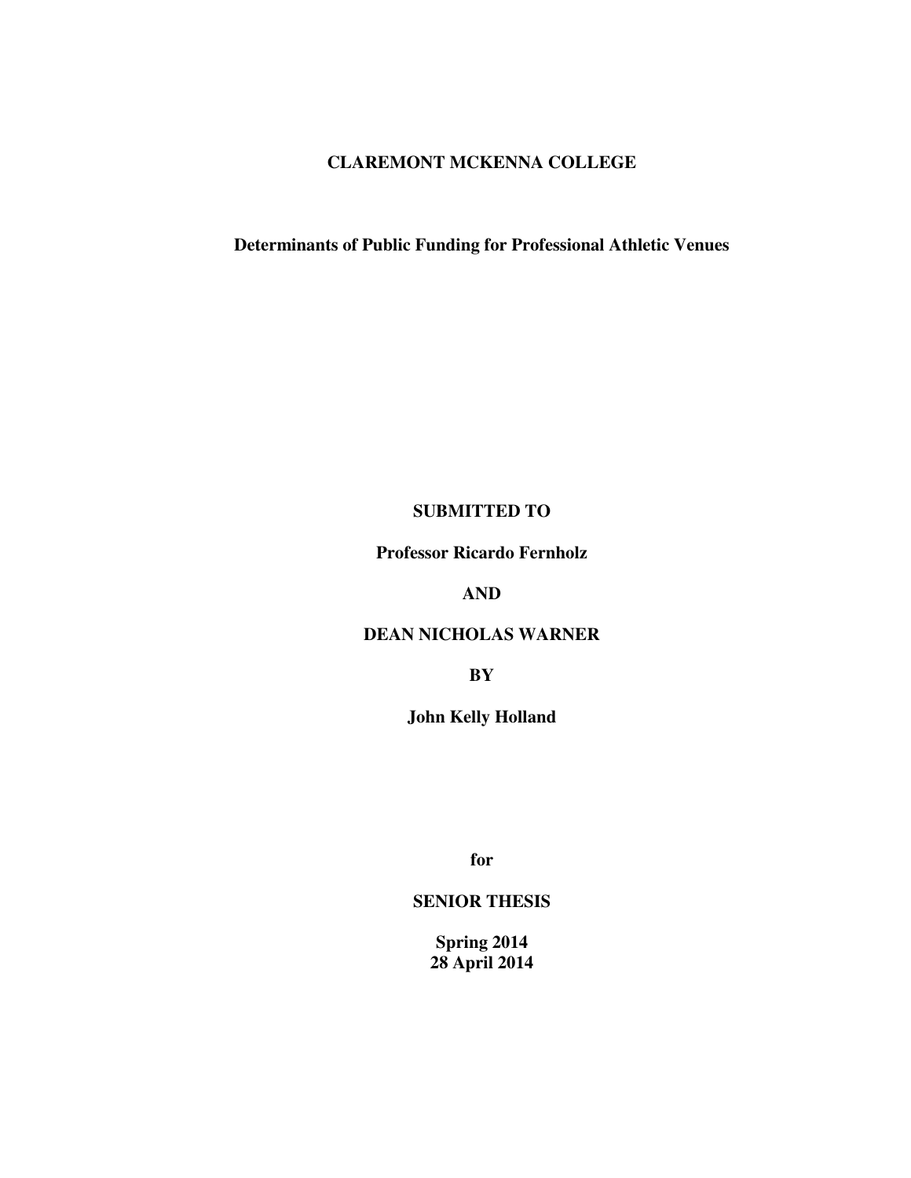**CLAREMONT MCKENNA COLLEGE**

# Determinants of Public Funding for Professional Athletic Venues

**SUBMITTED TO**

**Professor Ricardo Fernholz**

**AND**

**DEAN NICHOLAS WARNER**

**BY**

**John Kelly Holland**

**for**

**SENIOR THESIS**

**Spring 2014**
**28 April 2014**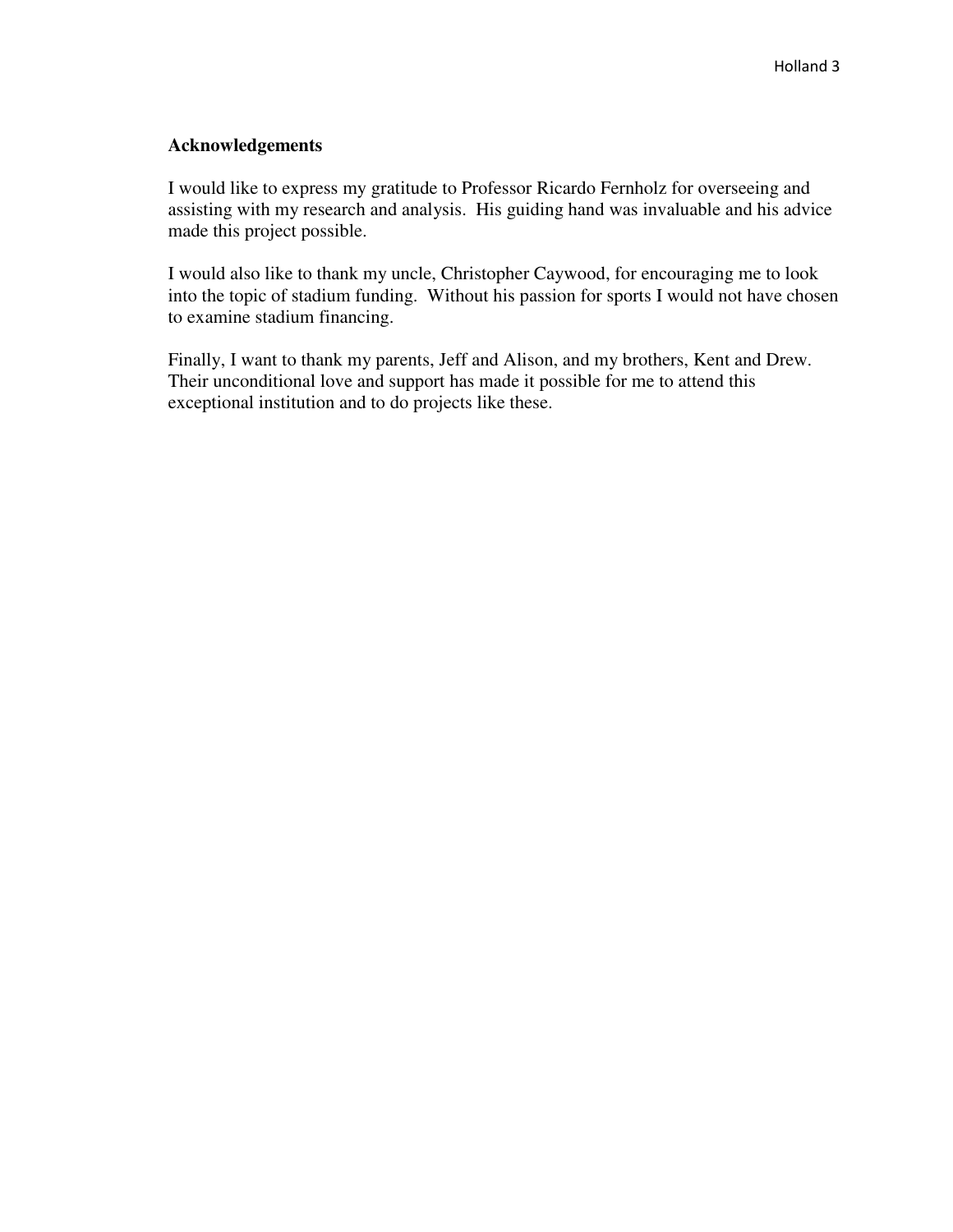**Acknowledgements**

I would like to express my gratitude to Professor Ricardo Fernholz for overseeing and assisting with my research and analysis. His guiding hand was invaluable and his advice made this project possible.

I would also like to thank my uncle, Christopher Caywood, for encouraging me to look into the topic of stadium funding. Without his passion for sports I would not have chosen to examine stadium financing.

Finally, I want to thank my parents, Jeff and Alison, and my brothers, Kent and Drew. Their unconditional love and support has made it possible for me to attend this exceptional institution and to do projects like these.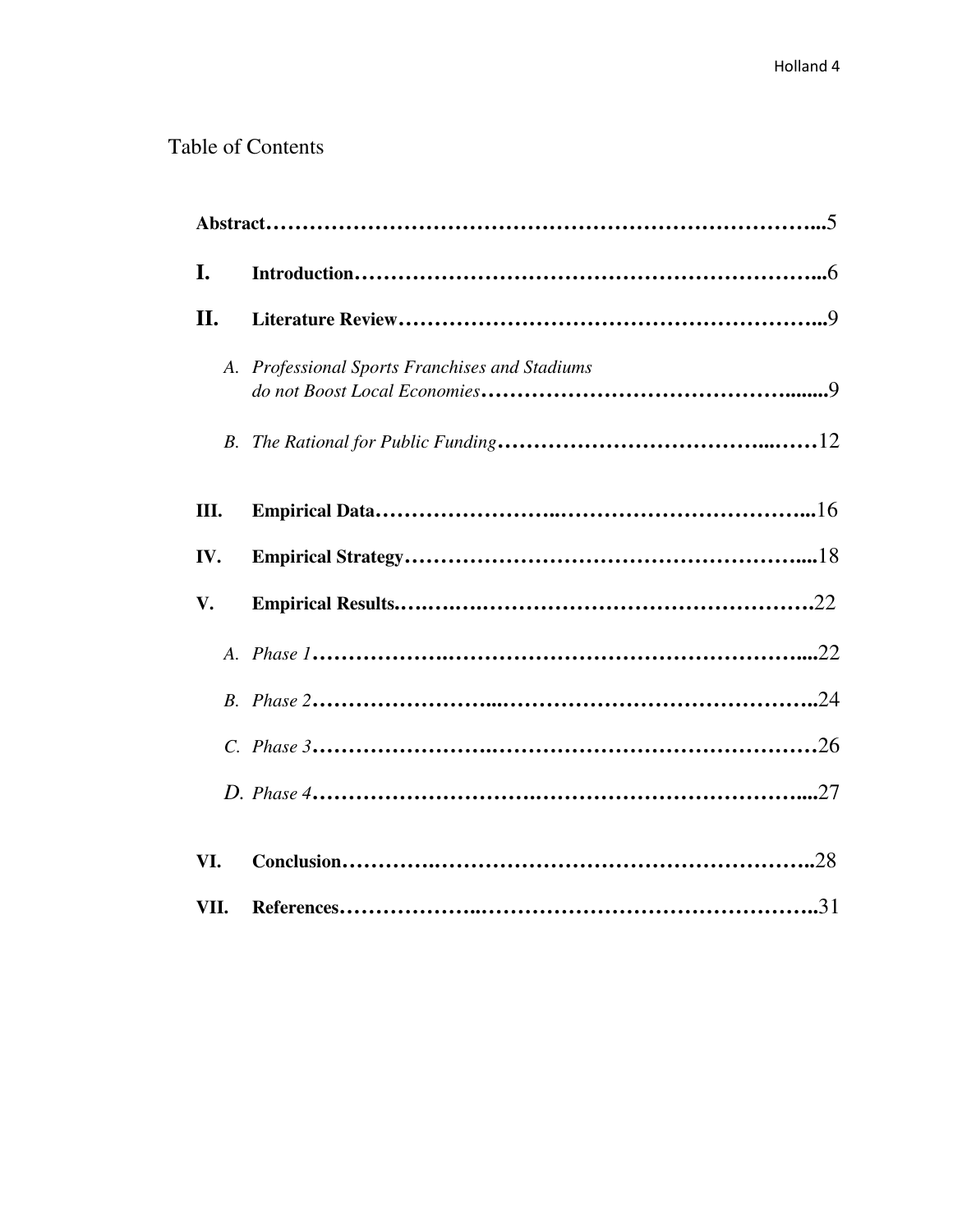# Table of Contents

**Abstract** ........................................................................ 5

**I. Introduction** ........................................................................ 6

**II. Literature Review** ........................................................................ 9

- *A. Professional Sports Franchises and Stadiums do not Boost Local Economies* ........................................................................ 9
- *B. The Rational for Public Funding* ........................................................................ 12

**III. Empirical Data** ........................................................................ 16

**IV. Empirical Strategy** ........................................................................ 18

**V. Empirical Results** ........................................................................ 22

- *A. Phase 1* ........................................................................ 22
- *B. Phase 2* ........................................................................ 24
- *C. Phase 3* ........................................................................ 26
- *D. Phase 4* ........................................................................ 27

**VI. Conclusion** ........................................................................ 28

**VII. References** ........................................................................ 31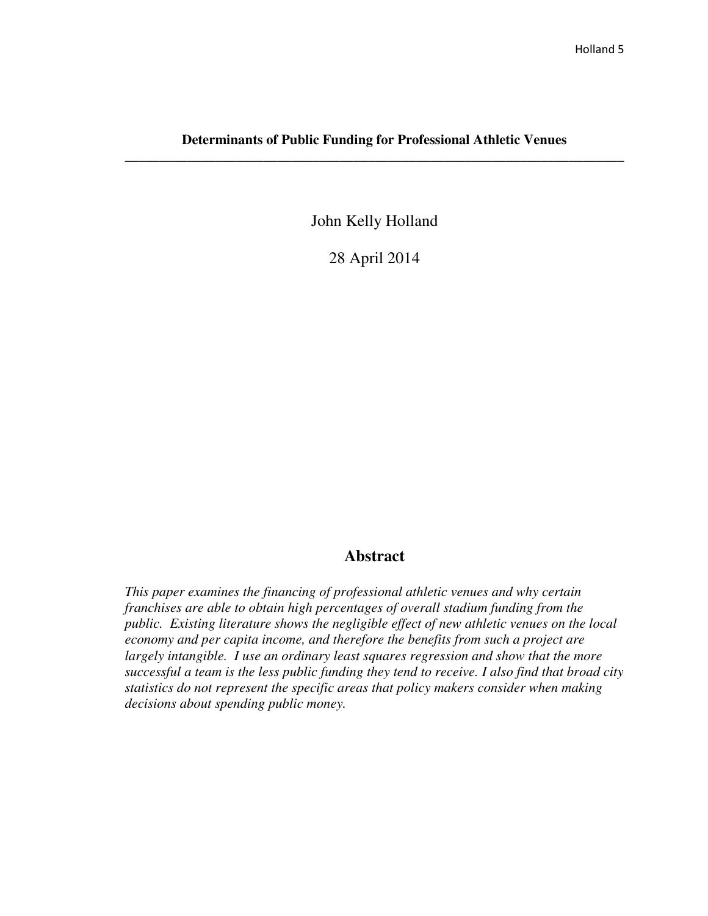**Determinants of Public Funding for Professional Athletic Venues**

---

John Kelly Holland

28 April 2014

## Abstract

*This paper examines the financing of professional athletic venues and why certain franchises are able to obtain high percentages of overall stadium funding from the public. Existing literature shows the negligible effect of new athletic venues on the local economy and per capita income, and therefore the benefits from such a project are largely intangible. I use an ordinary least squares regression and show that the more successful a team is the less public funding they tend to receive. I also find that broad city statistics do not represent the specific areas that policy makers consider when making decisions about spending public money.*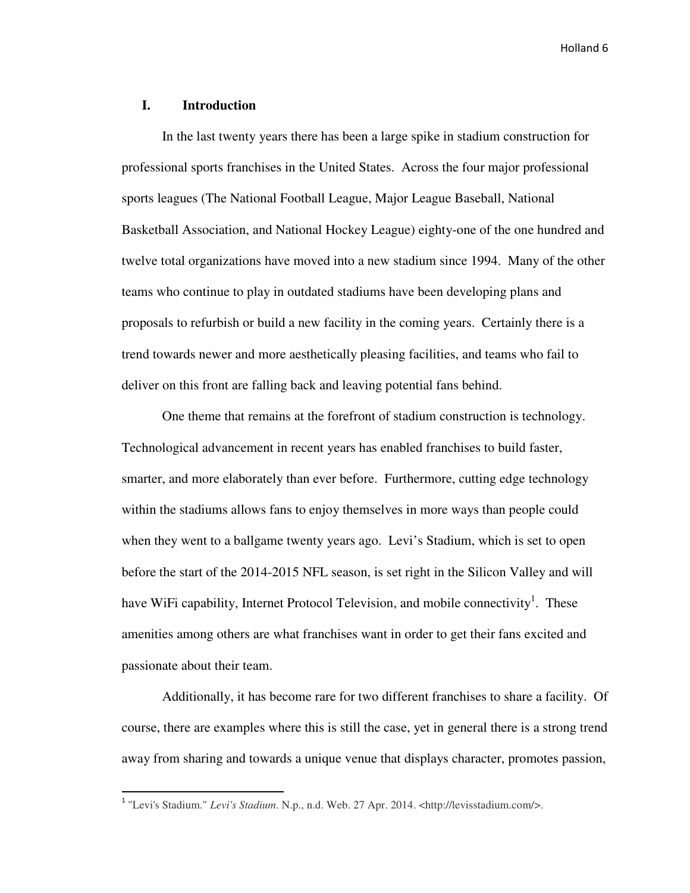## I. Introduction

In the last twenty years there has been a large spike in stadium construction for professional sports franchises in the United States. Across the four major professional sports leagues (The National Football League, Major League Baseball, National Basketball Association, and National Hockey League) eighty-one of the one hundred and twelve total organizations have moved into a new stadium since 1994. Many of the other teams who continue to play in outdated stadiums have been developing plans and proposals to refurbish or build a new facility in the coming years. Certainly there is a trend towards newer and more aesthetically pleasing facilities, and teams who fail to deliver on this front are falling back and leaving potential fans behind.

One theme that remains at the forefront of stadium construction is technology. Technological advancement in recent years has enabled franchises to build faster, smarter, and more elaborately than ever before. Furthermore, cutting edge technology within the stadiums allows fans to enjoy themselves in more ways than people could when they went to a ballgame twenty years ago. Levi's Stadium, which is set to open before the start of the 2014-2015 NFL season, is set right in the Silicon Valley and will have WiFi capability, Internet Protocol Television, and mobile connectivity[1]. These amenities among others are what franchises want in order to get their fans excited and passionate about their team.

Additionally, it has become rare for two different franchises to share a facility. Of course, there are examples where this is still the case, yet in general there is a strong trend away from sharing and towards a unique venue that displays character, promotes passion,

---

[1] "Levi's Stadium." *Levi's Stadium*. N.p., n.d. Web. 27 Apr. 2014. <http://levisstadium.com/>.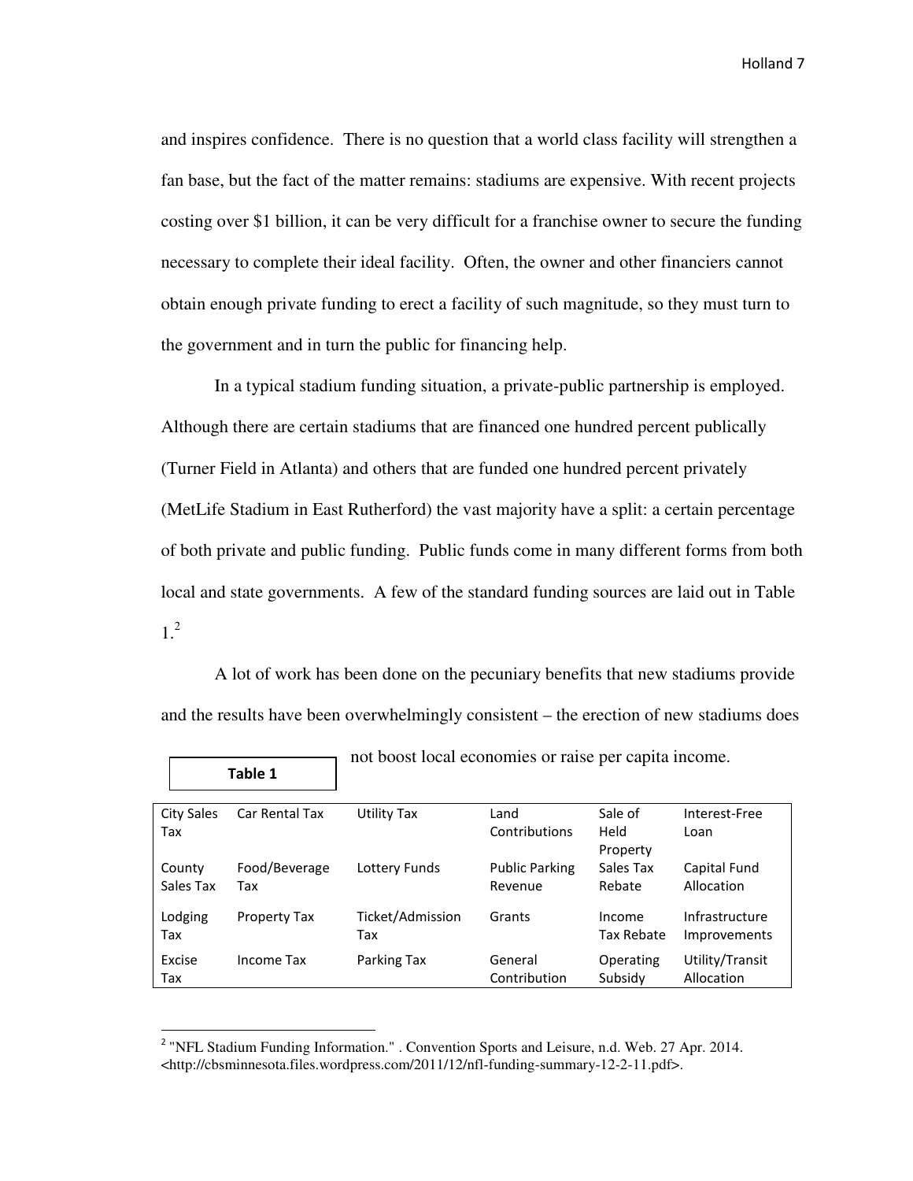and inspires confidence. There is no question that a world class facility will strengthen a fan base, but the fact of the matter remains: stadiums are expensive. With recent projects costing over $1 billion, it can be very difficult for a franchise owner to secure the funding necessary to complete their ideal facility. Often, the owner and other financiers cannot obtain enough private funding to erect a facility of such magnitude, so they must turn to the government and in turn the public for financing help.

In a typical stadium funding situation, a private-public partnership is employed. Although there are certain stadiums that are financed one hundred percent publically (Turner Field in Atlanta) and others that are funded one hundred percent privately (MetLife Stadium in East Rutherford) the vast majority have a split: a certain percentage of both private and public funding. Public funds come in many different forms from both local and state governments. A few of the standard funding sources are laid out in Table 1.[2]

A lot of work has been done on the pecuniary benefits that new stadiums provide and the results have been overwhelmingly consistent – the erection of new stadiums does not boost local economies or raise per capita income.

**Table 1**

| | | | | | |
|---|---|---|---|---|---|
| City Sales Tax | Car Rental Tax | Utility Tax | Land Contributions | Sale of Held Property | Interest-Free Loan |
| County Sales Tax | Food/Beverage Tax | Lottery Funds | Public Parking Revenue | Sales Tax Rebate | Capital Fund Allocation |
| Lodging Tax | Property Tax | Ticket/Admission Tax | Grants | Income Tax Rebate | Infrastructure Improvements |
| Excise Tax | Income Tax | Parking Tax | General Contribution | Operating Subsidy | Utility/Transit Allocation |

[2] "NFL Stadium Funding Information." . Convention Sports and Leisure, n.d. Web. 27 Apr. 2014. <http://cbsminnesota.files.wordpress.com/2011/12/nfl-funding-summary-12-2-11.pdf>.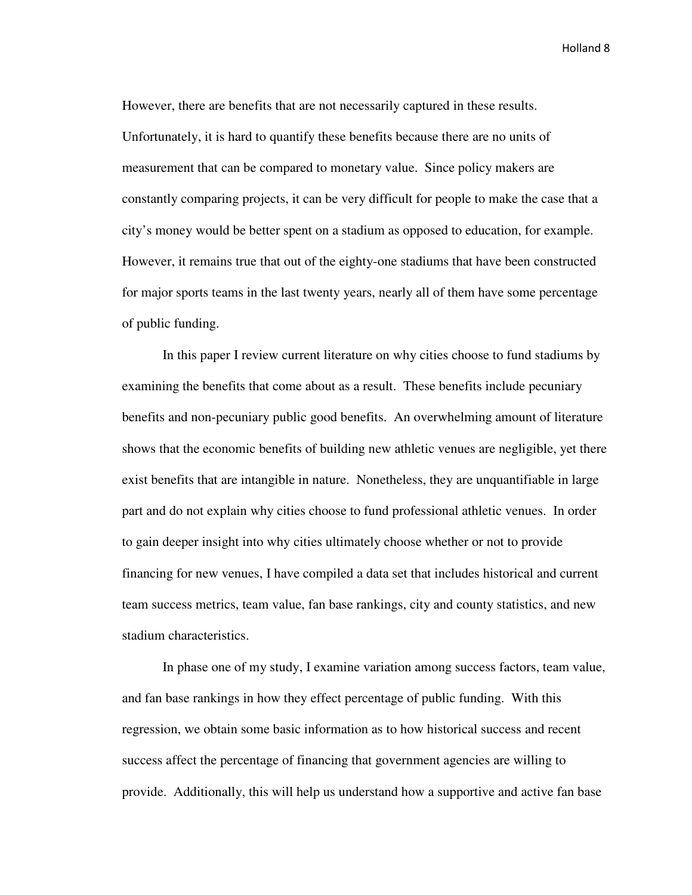However, there are benefits that are not necessarily captured in these results. Unfortunately, it is hard to quantify these benefits because there are no units of measurement that can be compared to monetary value. Since policy makers are constantly comparing projects, it can be very difficult for people to make the case that a city's money would be better spent on a stadium as opposed to education, for example. However, it remains true that out of the eighty-one stadiums that have been constructed for major sports teams in the last twenty years, nearly all of them have some percentage of public funding.

In this paper I review current literature on why cities choose to fund stadiums by examining the benefits that come about as a result. These benefits include pecuniary benefits and non-pecuniary public good benefits. An overwhelming amount of literature shows that the economic benefits of building new athletic venues are negligible, yet there exist benefits that are intangible in nature. Nonetheless, they are unquantifiable in large part and do not explain why cities choose to fund professional athletic venues. In order to gain deeper insight into why cities ultimately choose whether or not to provide financing for new venues, I have compiled a data set that includes historical and current team success metrics, team value, fan base rankings, city and county statistics, and new stadium characteristics.

In phase one of my study, I examine variation among success factors, team value, and fan base rankings in how they effect percentage of public funding. With this regression, we obtain some basic information as to how historical success and recent success affect the percentage of financing that government agencies are willing to provide. Additionally, this will help us understand how a supportive and active fan base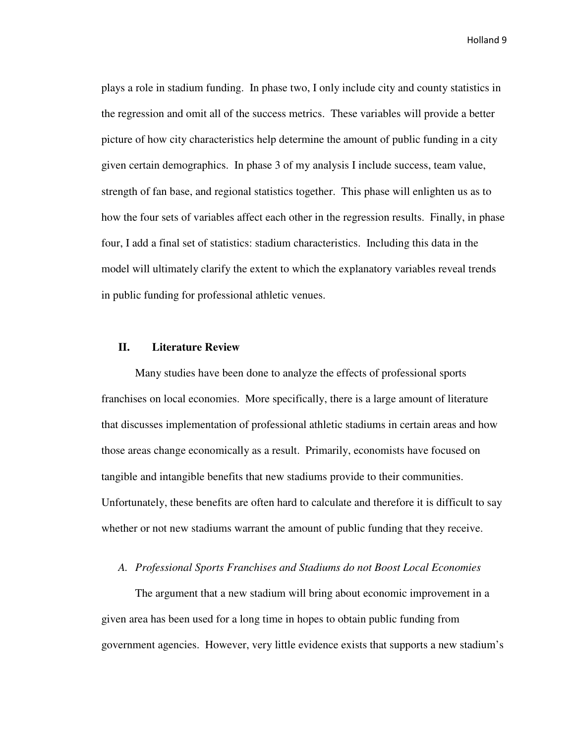plays a role in stadium funding. In phase two, I only include city and county statistics in the regression and omit all of the success metrics. These variables will provide a better picture of how city characteristics help determine the amount of public funding in a city given certain demographics. In phase 3 of my analysis I include success, team value, strength of fan base, and regional statistics together. This phase will enlighten us as to how the four sets of variables affect each other in the regression results. Finally, in phase four, I add a final set of statistics: stadium characteristics. Including this data in the model will ultimately clarify the extent to which the explanatory variables reveal trends in public funding for professional athletic venues.

## II. Literature Review

Many studies have been done to analyze the effects of professional sports franchises on local economies. More specifically, there is a large amount of literature that discusses implementation of professional athletic stadiums in certain areas and how those areas change economically as a result. Primarily, economists have focused on tangible and intangible benefits that new stadiums provide to their communities. Unfortunately, these benefits are often hard to calculate and therefore it is difficult to say whether or not new stadiums warrant the amount of public funding that they receive.

### *A. Professional Sports Franchises and Stadiums do not Boost Local Economies*

The argument that a new stadium will bring about economic improvement in a given area has been used for a long time in hopes to obtain public funding from government agencies. However, very little evidence exists that supports a new stadium's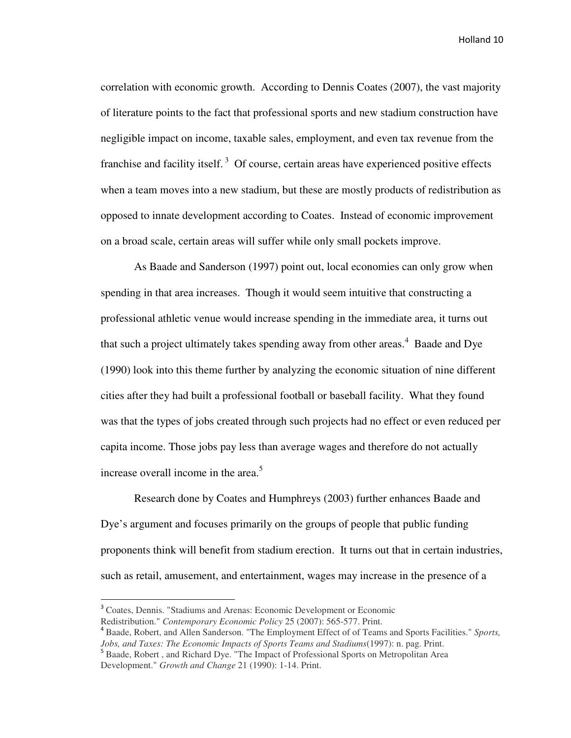correlation with economic growth. According to Dennis Coates (2007), the vast majority of literature points to the fact that professional sports and new stadium construction have negligible impact on income, taxable sales, employment, and even tax revenue from the franchise and facility itself.[3] Of course, certain areas have experienced positive effects when a team moves into a new stadium, but these are mostly products of redistribution as opposed to innate development according to Coates. Instead of economic improvement on a broad scale, certain areas will suffer while only small pockets improve.

As Baade and Sanderson (1997) point out, local economies can only grow when spending in that area increases. Though it would seem intuitive that constructing a professional athletic venue would increase spending in the immediate area, it turns out that such a project ultimately takes spending away from other areas.[4] Baade and Dye (1990) look into this theme further by analyzing the economic situation of nine different cities after they had built a professional football or baseball facility. What they found was that the types of jobs created through such projects had no effect or even reduced per capita income. Those jobs pay less than average wages and therefore do not actually increase overall income in the area.[5]

Research done by Coates and Humphreys (2003) further enhances Baade and Dye's argument and focuses primarily on the groups of people that public funding proponents think will benefit from stadium erection. It turns out that in certain industries, such as retail, amusement, and entertainment, wages may increase in the presence of a

---

[3] Coates, Dennis. "Stadiums and Arenas: Economic Development or Economic Redistribution." *Contemporary Economic Policy* 25 (2007): 565-577. Print.

[4] Baade, Robert, and Allen Sanderson. "The Employment Effect of of Teams and Sports Facilities." *Sports, Jobs, and Taxes: The Economic Impacts of Sports Teams and Stadiums*(1997): n. pag. Print.

[5] Baade, Robert , and Richard Dye. "The Impact of Professional Sports on Metropolitan Area Development." *Growth and Change* 21 (1990): 1-14. Print.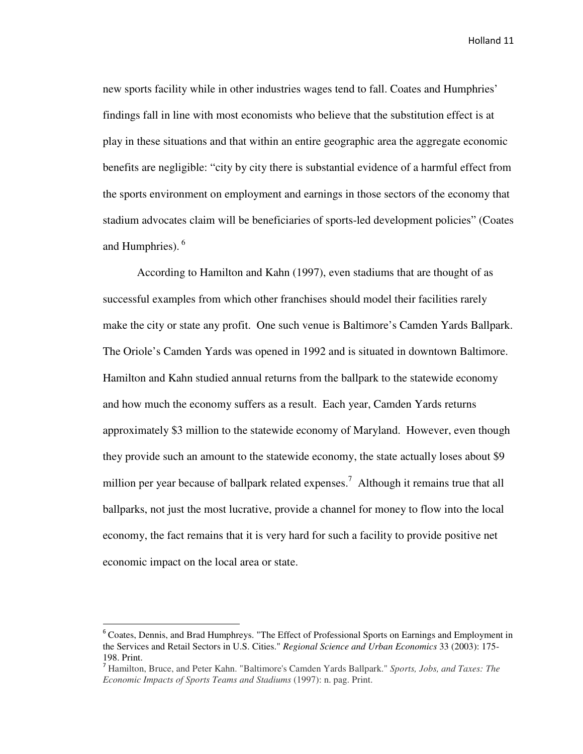new sports facility while in other industries wages tend to fall. Coates and Humphries' findings fall in line with most economists who believe that the substitution effect is at play in these situations and that within an entire geographic area the aggregate economic benefits are negligible: "city by city there is substantial evidence of a harmful effect from the sports environment on employment and earnings in those sectors of the economy that stadium advocates claim will be beneficiaries of sports-led development policies" (Coates and Humphries). [6]

According to Hamilton and Kahn (1997), even stadiums that are thought of as successful examples from which other franchises should model their facilities rarely make the city or state any profit. One such venue is Baltimore's Camden Yards Ballpark. The Oriole's Camden Yards was opened in 1992 and is situated in downtown Baltimore. Hamilton and Kahn studied annual returns from the ballpark to the statewide economy and how much the economy suffers as a result. Each year, Camden Yards returns approximately $3 million to the statewide economy of Maryland. However, even though they provide such an amount to the statewide economy, the state actually loses about $9 million per year because of ballpark related expenses.[7] Although it remains true that all ballparks, not just the most lucrative, provide a channel for money to flow into the local economy, the fact remains that it is very hard for such a facility to provide positive net economic impact on the local area or state.

---

[6] Coates, Dennis, and Brad Humphreys. "The Effect of Professional Sports on Earnings and Employment in the Services and Retail Sectors in U.S. Cities." *Regional Science and Urban Economics* 33 (2003): 175-198. Print.

[7] Hamilton, Bruce, and Peter Kahn. "Baltimore's Camden Yards Ballpark." *Sports, Jobs, and Taxes: The Economic Impacts of Sports Teams and Stadiums* (1997): n. pag. Print.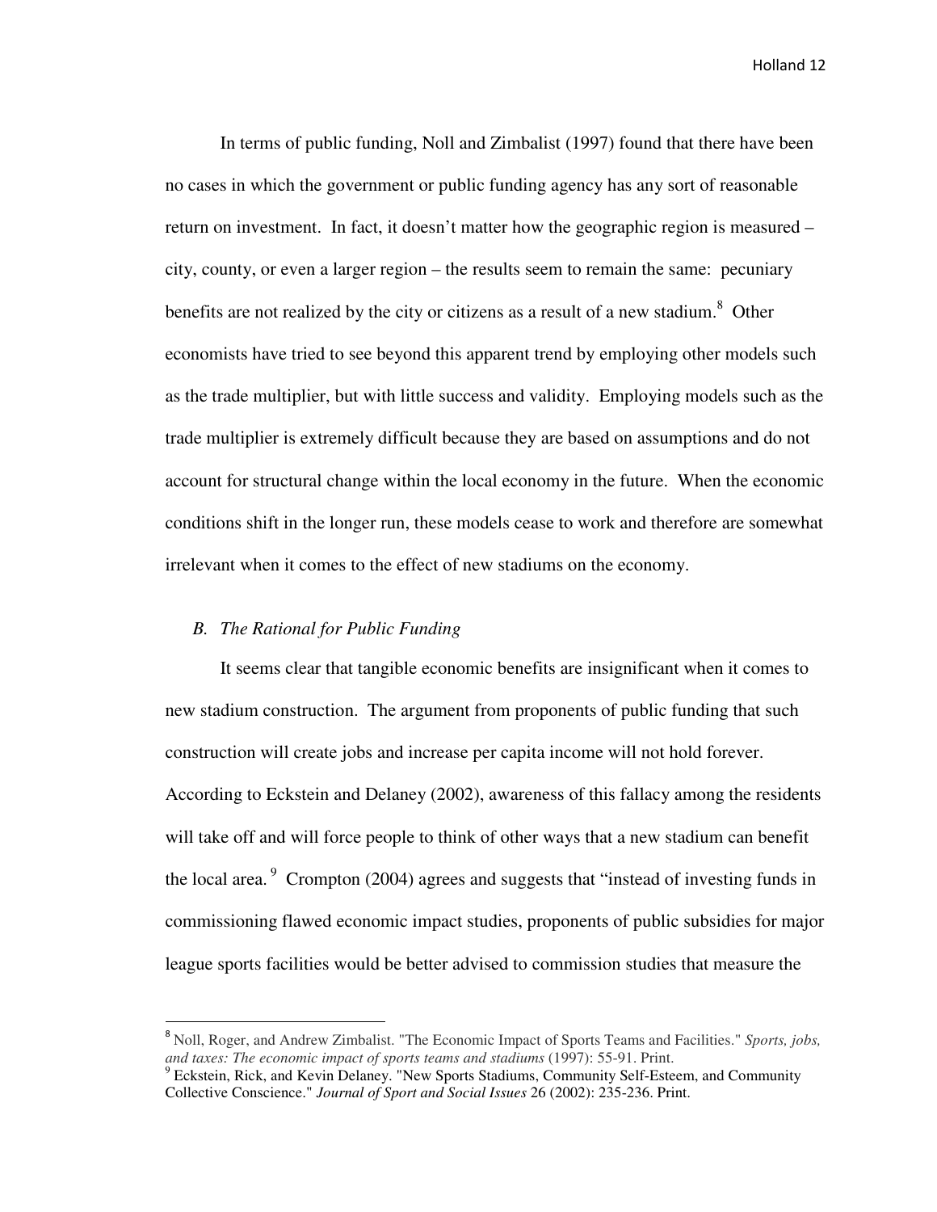In terms of public funding, Noll and Zimbalist (1997) found that there have been no cases in which the government or public funding agency has any sort of reasonable return on investment. In fact, it doesn't matter how the geographic region is measured – city, county, or even a larger region – the results seem to remain the same: pecuniary benefits are not realized by the city or citizens as a result of a new stadium.[8] Other economists have tried to see beyond this apparent trend by employing other models such as the trade multiplier, but with little success and validity. Employing models such as the trade multiplier is extremely difficult because they are based on assumptions and do not account for structural change within the local economy in the future. When the economic conditions shift in the longer run, these models cease to work and therefore are somewhat irrelevant when it comes to the effect of new stadiums on the economy.

### *B. The Rational for Public Funding*

It seems clear that tangible economic benefits are insignificant when it comes to new stadium construction. The argument from proponents of public funding that such construction will create jobs and increase per capita income will not hold forever. According to Eckstein and Delaney (2002), awareness of this fallacy among the residents will take off and will force people to think of other ways that a new stadium can benefit the local area.[9] Crompton (2004) agrees and suggests that "instead of investing funds in commissioning flawed economic impact studies, proponents of public subsidies for major league sports facilities would be better advised to commission studies that measure the

---

[8] Noll, Roger, and Andrew Zimbalist. "The Economic Impact of Sports Teams and Facilities." *Sports, jobs, and taxes: The economic impact of sports teams and stadiums* (1997): 55-91. Print.

[9] Eckstein, Rick, and Kevin Delaney. "New Sports Stadiums, Community Self-Esteem, and Community Collective Conscience." *Journal of Sport and Social Issues* 26 (2002): 235-236. Print.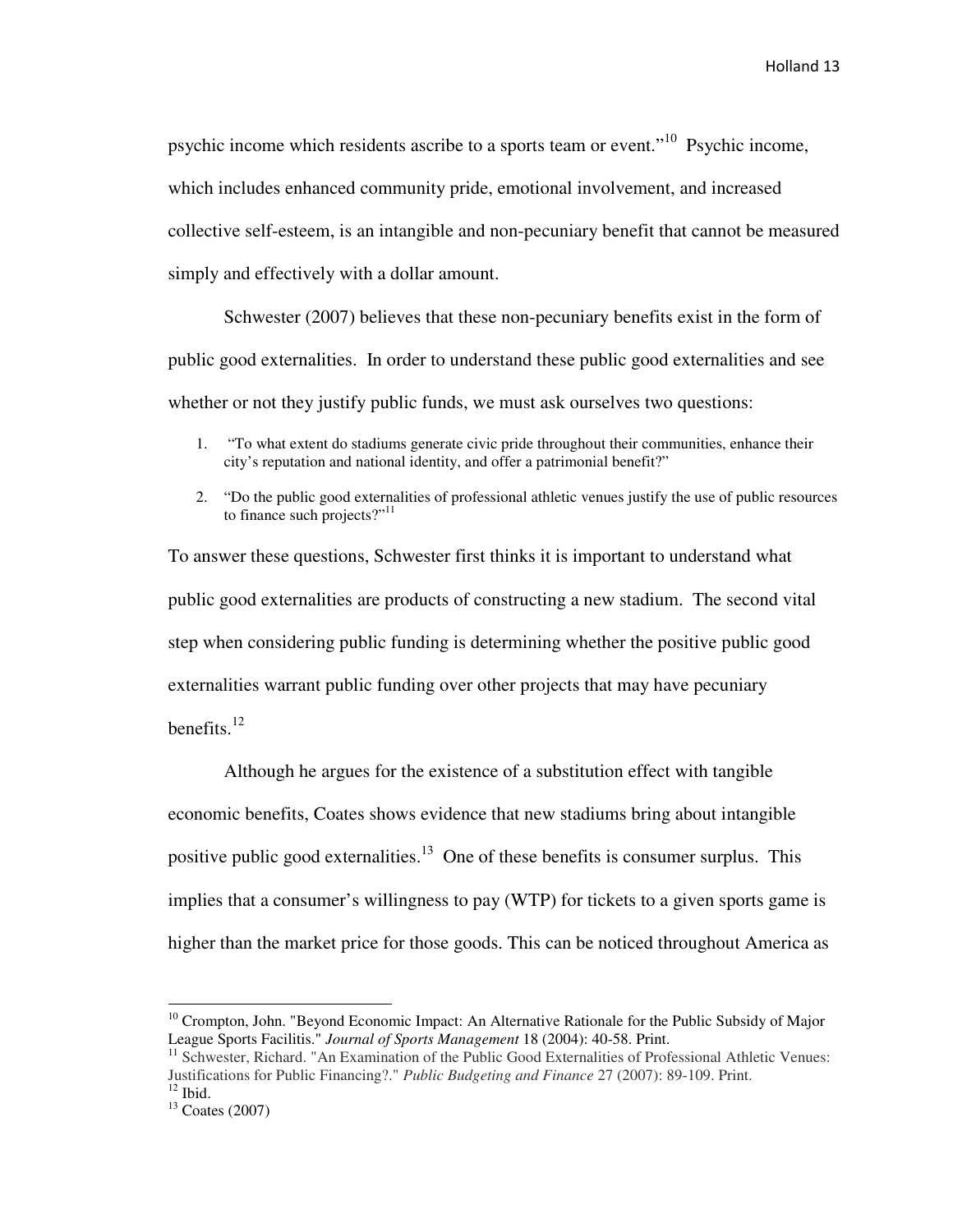psychic income which residents ascribe to a sports team or event."[10] Psychic income, which includes enhanced community pride, emotional involvement, and increased collective self-esteem, is an intangible and non-pecuniary benefit that cannot be measured simply and effectively with a dollar amount.

Schwester (2007) believes that these non-pecuniary benefits exist in the form of public good externalities. In order to understand these public good externalities and see whether or not they justify public funds, we must ask ourselves two questions:

1. "To what extent do stadiums generate civic pride throughout their communities, enhance their city's reputation and national identity, and offer a patrimonial benefit?"
2. "Do the public good externalities of professional athletic venues justify the use of public resources to finance such projects?"[11]

To answer these questions, Schwester first thinks it is important to understand what public good externalities are products of constructing a new stadium. The second vital step when considering public funding is determining whether the positive public good externalities warrant public funding over other projects that may have pecuniary benefits.[12]

Although he argues for the existence of a substitution effect with tangible economic benefits, Coates shows evidence that new stadiums bring about intangible positive public good externalities.[13] One of these benefits is consumer surplus. This implies that a consumer's willingness to pay (WTP) for tickets to a given sports game is higher than the market price for those goods. This can be noticed throughout America as

---

[10] Crompton, John. "Beyond Economic Impact: An Alternative Rationale for the Public Subsidy of Major League Sports Facilitis." *Journal of Sports Management* 18 (2004): 40-58. Print.

[11] Schwester, Richard. "An Examination of the Public Good Externalities of Professional Athletic Venues: Justifications for Public Financing?." *Public Budgeting and Finance* 27 (2007): 89-109. Print.

[12] Ibid.

[13] Coates (2007)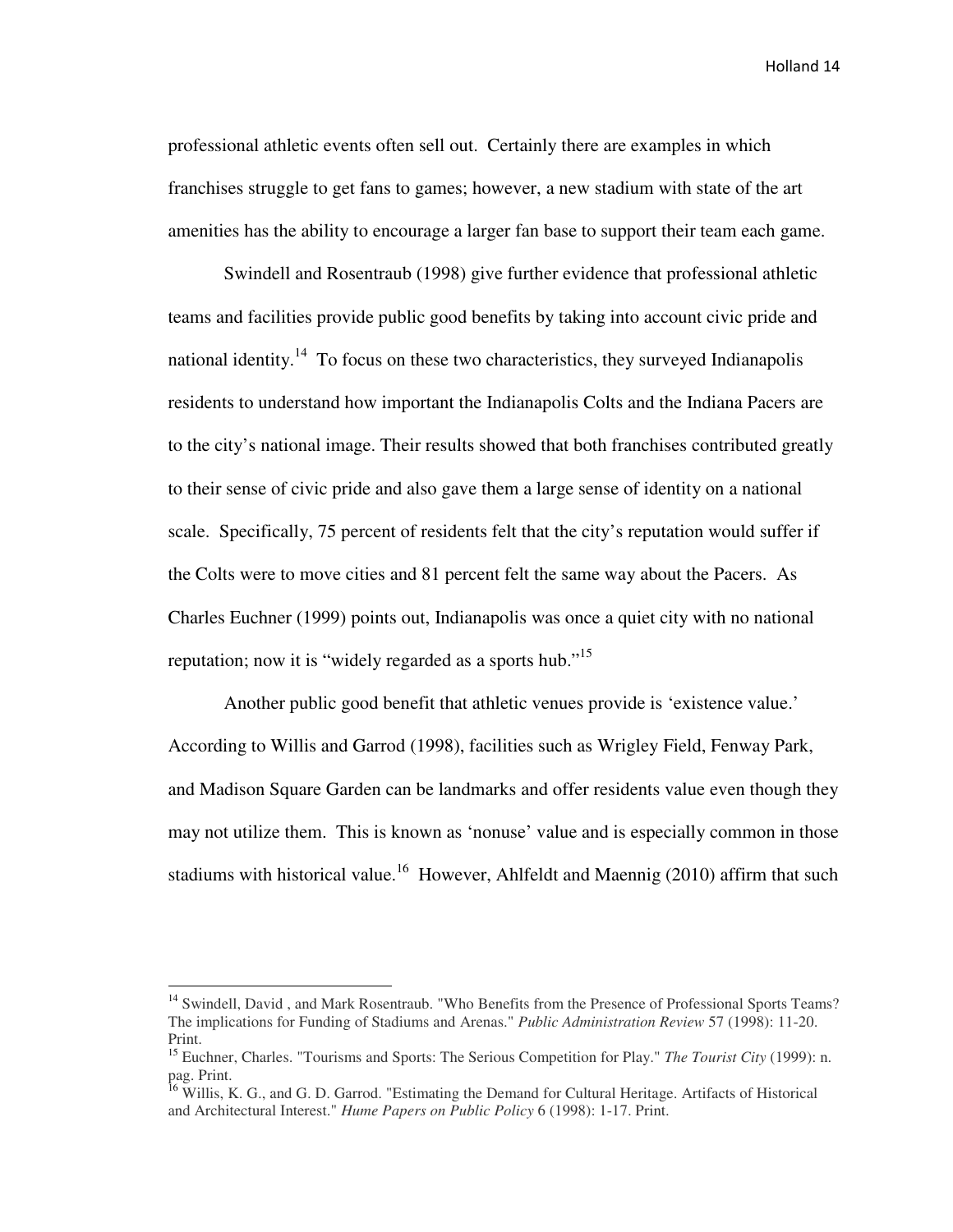professional athletic events often sell out. Certainly there are examples in which franchises struggle to get fans to games; however, a new stadium with state of the art amenities has the ability to encourage a larger fan base to support their team each game.

Swindell and Rosentraub (1998) give further evidence that professional athletic teams and facilities provide public good benefits by taking into account civic pride and national identity.[14] To focus on these two characteristics, they surveyed Indianapolis residents to understand how important the Indianapolis Colts and the Indiana Pacers are to the city's national image. Their results showed that both franchises contributed greatly to their sense of civic pride and also gave them a large sense of identity on a national scale. Specifically, 75 percent of residents felt that the city's reputation would suffer if the Colts were to move cities and 81 percent felt the same way about the Pacers. As Charles Euchner (1999) points out, Indianapolis was once a quiet city with no national reputation; now it is "widely regarded as a sports hub."[15]

Another public good benefit that athletic venues provide is 'existence value.' According to Willis and Garrod (1998), facilities such as Wrigley Field, Fenway Park, and Madison Square Garden can be landmarks and offer residents value even though they may not utilize them. This is known as 'nonuse' value and is especially common in those stadiums with historical value.[16] However, Ahlfeldt and Maennig (2010) affirm that such

---

[14] Swindell, David , and Mark Rosentraub. "Who Benefits from the Presence of Professional Sports Teams? The implications for Funding of Stadiums and Arenas." *Public Administration Review* 57 (1998): 11-20. Print.

[15] Euchner, Charles. "Tourisms and Sports: The Serious Competition for Play." *The Tourist City* (1999): n. pag. Print.

[16] Willis, K. G., and G. D. Garrod. "Estimating the Demand for Cultural Heritage. Artifacts of Historical and Architectural Interest." *Hume Papers on Public Policy* 6 (1998): 1-17. Print.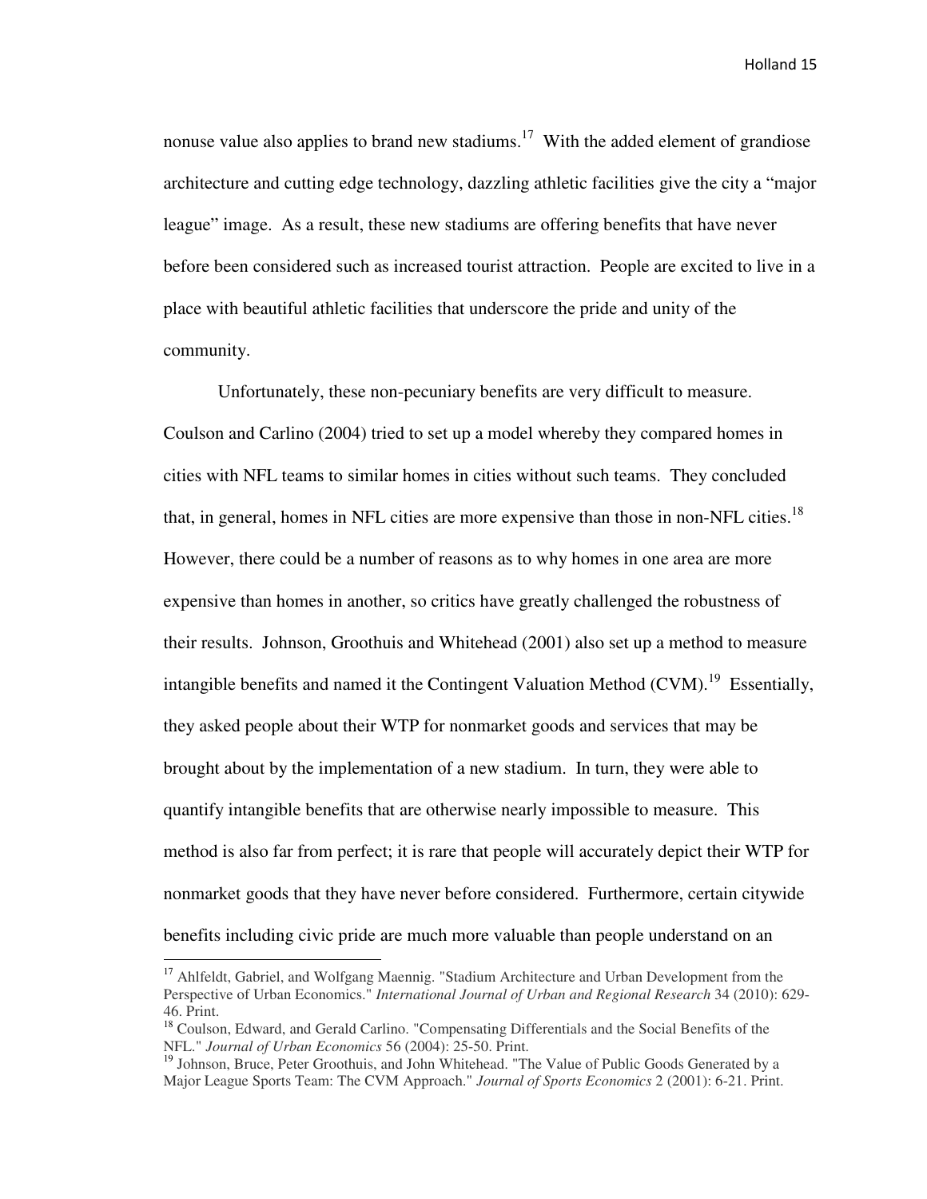nonuse value also applies to brand new stadiums.[17] With the added element of grandiose architecture and cutting edge technology, dazzling athletic facilities give the city a "major league" image. As a result, these new stadiums are offering benefits that have never before been considered such as increased tourist attraction. People are excited to live in a place with beautiful athletic facilities that underscore the pride and unity of the community.

Unfortunately, these non-pecuniary benefits are very difficult to measure. Coulson and Carlino (2004) tried to set up a model whereby they compared homes in cities with NFL teams to similar homes in cities without such teams. They concluded that, in general, homes in NFL cities are more expensive than those in non-NFL cities.[18] However, there could be a number of reasons as to why homes in one area are more expensive than homes in another, so critics have greatly challenged the robustness of their results. Johnson, Groothuis and Whitehead (2001) also set up a method to measure intangible benefits and named it the Contingent Valuation Method (CVM).[19] Essentially, they asked people about their WTP for nonmarket goods and services that may be brought about by the implementation of a new stadium. In turn, they were able to quantify intangible benefits that are otherwise nearly impossible to measure. This method is also far from perfect; it is rare that people will accurately depict their WTP for nonmarket goods that they have never before considered. Furthermore, certain citywide benefits including civic pride are much more valuable than people understand on an

---

[17] Ahlfeldt, Gabriel, and Wolfgang Maennig. "Stadium Architecture and Urban Development from the Perspective of Urban Economics." *International Journal of Urban and Regional Research* 34 (2010): 629-46. Print.

[18] Coulson, Edward, and Gerald Carlino. "Compensating Differentials and the Social Benefits of the NFL." *Journal of Urban Economics* 56 (2004): 25-50. Print.

[19] Johnson, Bruce, Peter Groothuis, and John Whitehead. "The Value of Public Goods Generated by a Major League Sports Team: The CVM Approach." *Journal of Sports Economics* 2 (2001): 6-21. Print.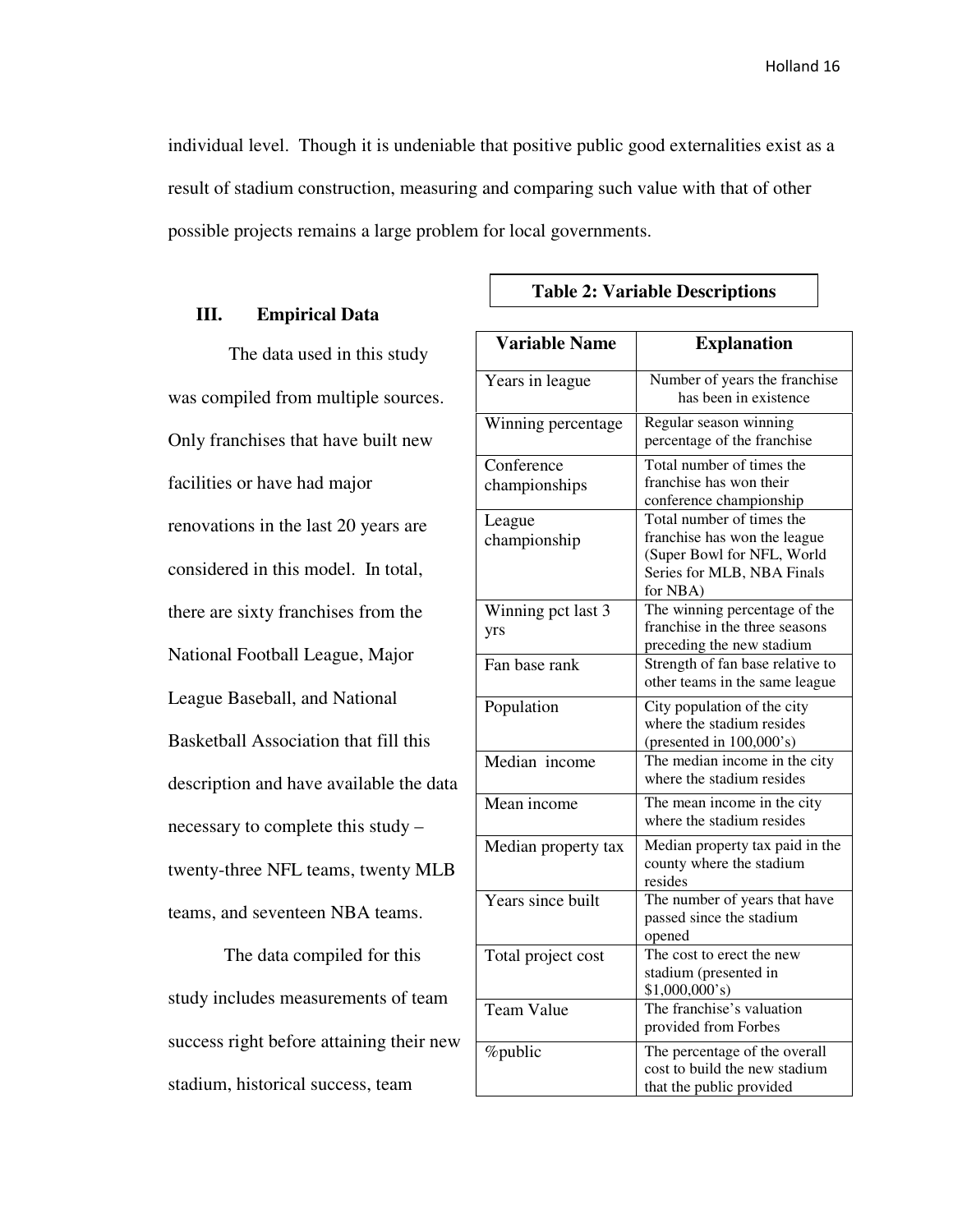individual level. Though it is undeniable that positive public good externalities exist as a result of stadium construction, measuring and comparing such value with that of other possible projects remains a large problem for local governments.

## III. Empirical Data

The data used in this study was compiled from multiple sources. Only franchises that have built new facilities or have had major renovations in the last 20 years are considered in this model. In total, there are sixty franchises from the National Football League, Major League Baseball, and National Basketball Association that fill this description and have available the data necessary to complete this study – twenty-three NFL teams, twenty MLB teams, and seventeen NBA teams.

The data compiled for this study includes measurements of team success right before attaining their new stadium, historical success, team

**Table 2: Variable Descriptions**

| Variable Name | Explanation |
|---|---|
| Years in league | Number of years the franchise has been in existence |
| Winning percentage | Regular season winning percentage of the franchise |
| Conference championships | Total number of times the franchise has won their conference championship |
| League championship | Total number of times the franchise has won the league (Super Bowl for NFL, World Series for MLB, NBA Finals for NBA) |
| Winning pct last 3 yrs | The winning percentage of the franchise in the three seasons preceding the new stadium |
| Fan base rank | Strength of fan base relative to other teams in the same league |
| Population | City population of the city where the stadium resides (presented in 100,000's) |
| Median income | The median income in the city where the stadium resides |
| Mean income | The mean income in the city where the stadium resides |
| Median property tax | Median property tax paid in the county where the stadium resides |
| Years since built | The number of years that have passed since the stadium opened |
| Total project cost | The cost to erect the new stadium (presented in $1,000,000's) |
| Team Value | The franchise's valuation provided from Forbes |
| %public | The percentage of the overall cost to build the new stadium that the public provided |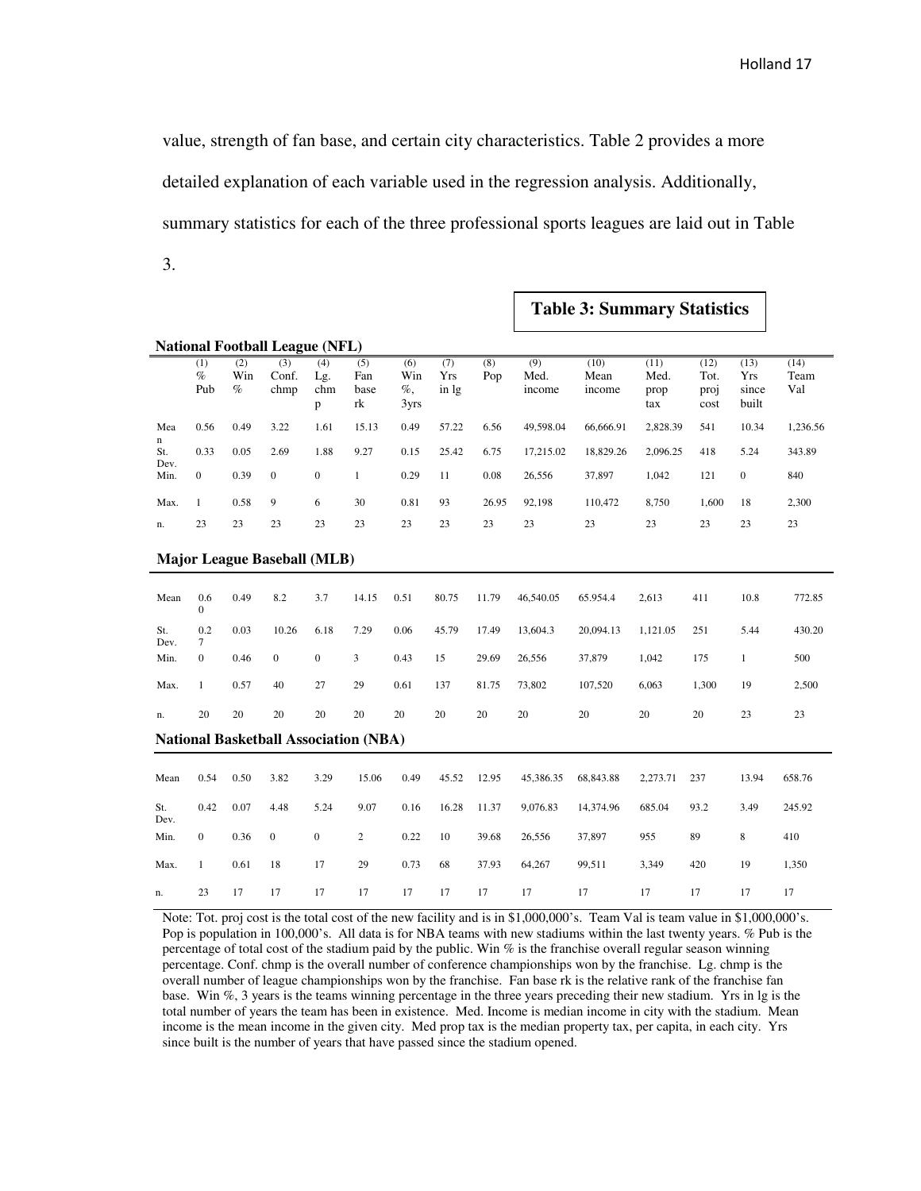value, strength of fan base, and certain city characteristics. Table 2 provides a more detailed explanation of each variable used in the regression analysis. Additionally, summary statistics for each of the three professional sports leagues are laid out in Table 3.

**Table 3: Summary Statistics**

**National Football League (NFL)**

| | (1) % Pub | (2) Win % | (3) Conf. chmp | (4) Lg. chmp | (5) Fan base rk | (6) Win %, 3yrs | (7) Yrs in lg | (8) Pop | (9) Med. income | (10) Mean income | (11) Med. prop tax | (12) Tot. proj cost | (13) Yrs since built | (14) Team Val |
|---|---|---|---|---|---|---|---|---|---|---|---|---|---|---|
| Mean | 0.56 | 0.49 | 3.22 | 1.61 | 15.13 | 0.49 | 57.22 | 6.56 | 49,598.04 | 66,666.91 | 2,828.39 | 541 | 10.34 | 1,236.56 |
| St. Dev. | 0.33 | 0.05 | 2.69 | 1.88 | 9.27 | 0.15 | 25.42 | 6.75 | 17,215.02 | 18,829.26 | 2,096.25 | 418 | 5.24 | 343.89 |
| Min. | 0 | 0.39 | 0 | 0 | 1 | 0.29 | 11 | 0.08 | 26,556 | 37,897 | 1,042 | 121 | 0 | 840 |
| Max. | 1 | 0.58 | 9 | 6 | 30 | 0.81 | 93 | 26.95 | 92,198 | 110,472 | 8,750 | 1,600 | 18 | 2,300 |
| n. | 23 | 23 | 23 | 23 | 23 | 23 | 23 | 23 | 23 | 23 | 23 | 23 | 23 | 23 |

**Major League Baseball (MLB)**

| | (1) % Pub | (2) Win % | (3) Conf. chmp | (4) Lg. chmp | (5) Fan base rk | (6) Win %, 3yrs | (7) Yrs in lg | (8) Pop | (9) Med. income | (10) Mean income | (11) Med. prop tax | (12) Tot. proj cost | (13) Yrs since built | (14) Team Val |
|---|---|---|---|---|---|---|---|---|---|---|---|---|---|---|
| Mean | 0.60 | 0.49 | 8.2 | 3.7 | 14.15 | 0.51 | 80.75 | 11.79 | 46,540.05 | 65.954.4 | 2,613 | 411 | 10.8 | 772.85 |
| St. Dev. | 0.27 | 0.03 | 10.26 | 6.18 | 7.29 | 0.06 | 45.79 | 17.49 | 13,604.3 | 20,094.13 | 1,121.05 | 251 | 5.44 | 430.20 |
| Min. | 0 | 0.46 | 0 | 0 | 3 | 0.43 | 15 | 29.69 | 26,556 | 37,879 | 1,042 | 175 | 1 | 500 |
| Max. | 1 | 0.57 | 40 | 27 | 29 | 0.61 | 137 | 81.75 | 73,802 | 107,520 | 6,063 | 1,300 | 19 | 2,500 |
| n. | 20 | 20 | 20 | 20 | 20 | 20 | 20 | 20 | 20 | 20 | 20 | 20 | 23 | 23 |

**National Basketball Association (NBA)**

| | (1) % Pub | (2) Win % | (3) Conf. chmp | (4) Lg. chmp | (5) Fan base rk | (6) Win %, 3yrs | (7) Yrs in lg | (8) Pop | (9) Med. income | (10) Mean income | (11) Med. prop tax | (12) Tot. proj cost | (13) Yrs since built | (14) Team Val |
|---|---|---|---|---|---|---|---|---|---|---|---|---|---|---|
| Mean | 0.54 | 0.50 | 3.82 | 3.29 | 15.06 | 0.49 | 45.52 | 12.95 | 45,386.35 | 68,843.88 | 2,273.71 | 237 | 13.94 | 658.76 |
| St. Dev. | 0.42 | 0.07 | 4.48 | 5.24 | 9.07 | 0.16 | 16.28 | 11.37 | 9,076.83 | 14,374.96 | 685.04 | 93.2 | 3.49 | 245.92 |
| Min. | 0 | 0.36 | 0 | 0 | 2 | 0.22 | 10 | 39.68 | 26,556 | 37,897 | 955 | 89 | 8 | 410 |
| Max. | 1 | 0.61 | 18 | 17 | 29 | 0.73 | 68 | 37.93 | 64,267 | 99,511 | 3,349 | 420 | 19 | 1,350 |
| n. | 23 | 17 | 17 | 17 | 17 | 17 | 17 | 17 | 17 | 17 | 17 | 17 | 17 | 17 |

Note: Tot. proj cost is the total cost of the new facility and is in $1,000,000's. Team Val is team value in $1,000,000's. Pop is population in 100,000's. All data is for NBA teams with new stadiums within the last twenty years. % Pub is the percentage of total cost of the stadium paid by the public. Win % is the franchise overall regular season winning percentage. Conf. chmp is the overall number of conference championships won by the franchise. Lg. chmp is the overall number of league championships won by the franchise. Fan base rk is the relative rank of the franchise fan base. Win %, 3 years is the teams winning percentage in the three years preceding their new stadium. Yrs in lg is the total number of years the team has been in existence. Med. Income is median income in city with the stadium. Mean income is the mean income in the given city. Med prop tax is the median property tax, per capita, in each city. Yrs since built is the number of years that have passed since the stadium opened.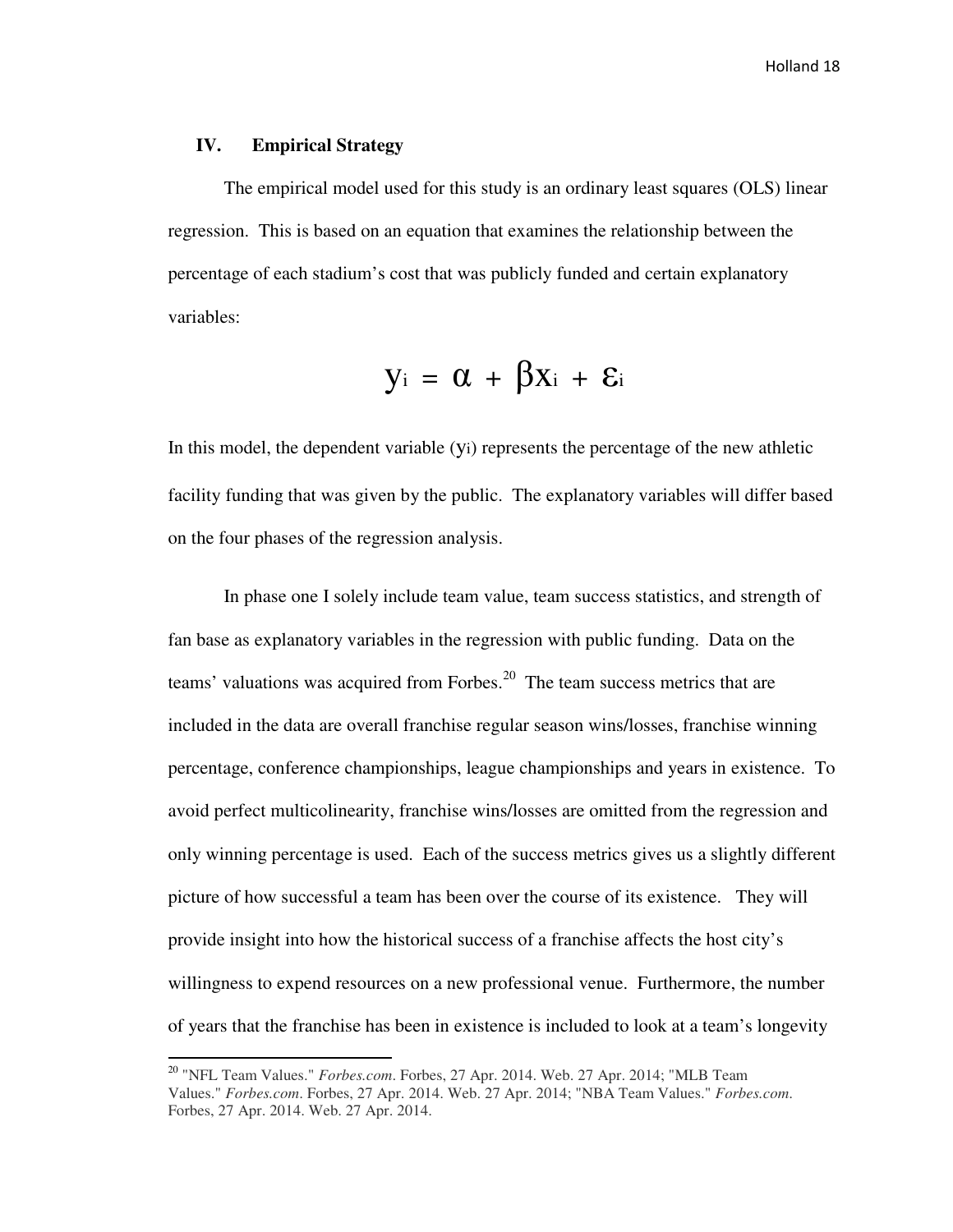## IV. Empirical Strategy

The empirical model used for this study is an ordinary least squares (OLS) linear regression. This is based on an equation that examines the relationship between the percentage of each stadium's cost that was publicly funded and certain explanatory variables:

$$y_i = \alpha + \beta x_i + \varepsilon_i$$

In this model, the dependent variable ($y_i$) represents the percentage of the new athletic facility funding that was given by the public. The explanatory variables will differ based on the four phases of the regression analysis.

In phase one I solely include team value, team success statistics, and strength of fan base as explanatory variables in the regression with public funding. Data on the teams' valuations was acquired from Forbes.[20] The team success metrics that are included in the data are overall franchise regular season wins/losses, franchise winning percentage, conference championships, league championships and years in existence. To avoid perfect multicolinearity, franchise wins/losses are omitted from the regression and only winning percentage is used. Each of the success metrics gives us a slightly different picture of how successful a team has been over the course of its existence. They will provide insight into how the historical success of a franchise affects the host city's willingness to expend resources on a new professional venue. Furthermore, the number of years that the franchise has been in existence is included to look at a team's longevity

---

[20] "NFL Team Values." *Forbes.com*. Forbes, 27 Apr. 2014. Web. 27 Apr. 2014; "MLB Team Values." *Forbes.com*. Forbes, 27 Apr. 2014. Web. 27 Apr. 2014; "NBA Team Values." *Forbes.com*. Forbes, 27 Apr. 2014. Web. 27 Apr. 2014.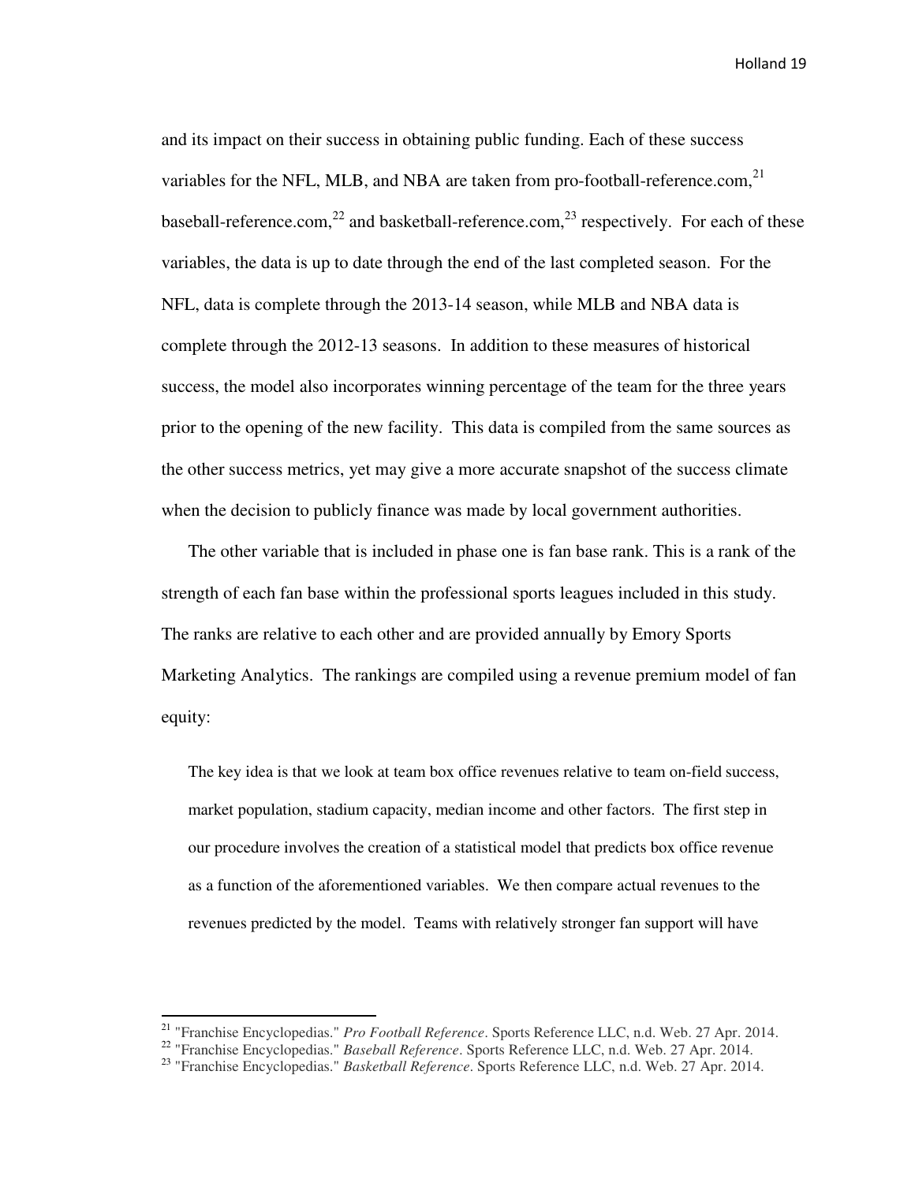and its impact on their success in obtaining public funding. Each of these success variables for the NFL, MLB, and NBA are taken from pro-football-reference.com,[21] baseball-reference.com,[22] and basketball-reference.com,[23] respectively. For each of these variables, the data is up to date through the end of the last completed season. For the NFL, data is complete through the 2013-14 season, while MLB and NBA data is complete through the 2012-13 seasons. In addition to these measures of historical success, the model also incorporates winning percentage of the team for the three years prior to the opening of the new facility. This data is compiled from the same sources as the other success metrics, yet may give a more accurate snapshot of the success climate when the decision to publicly finance was made by local government authorities.

The other variable that is included in phase one is fan base rank. This is a rank of the strength of each fan base within the professional sports leagues included in this study. The ranks are relative to each other and are provided annually by Emory Sports Marketing Analytics. The rankings are compiled using a revenue premium model of fan equity:

> The key idea is that we look at team box office revenues relative to team on-field success, market population, stadium capacity, median income and other factors. The first step in our procedure involves the creation of a statistical model that predicts box office revenue as a function of the aforementioned variables. We then compare actual revenues to the revenues predicted by the model. Teams with relatively stronger fan support will have

---

[21] "Franchise Encyclopedias." *Pro Football Reference*. Sports Reference LLC, n.d. Web. 27 Apr. 2014.

[22] "Franchise Encyclopedias." *Baseball Reference*. Sports Reference LLC, n.d. Web. 27 Apr. 2014.

[23] "Franchise Encyclopedias." *Basketball Reference*. Sports Reference LLC, n.d. Web. 27 Apr. 2014.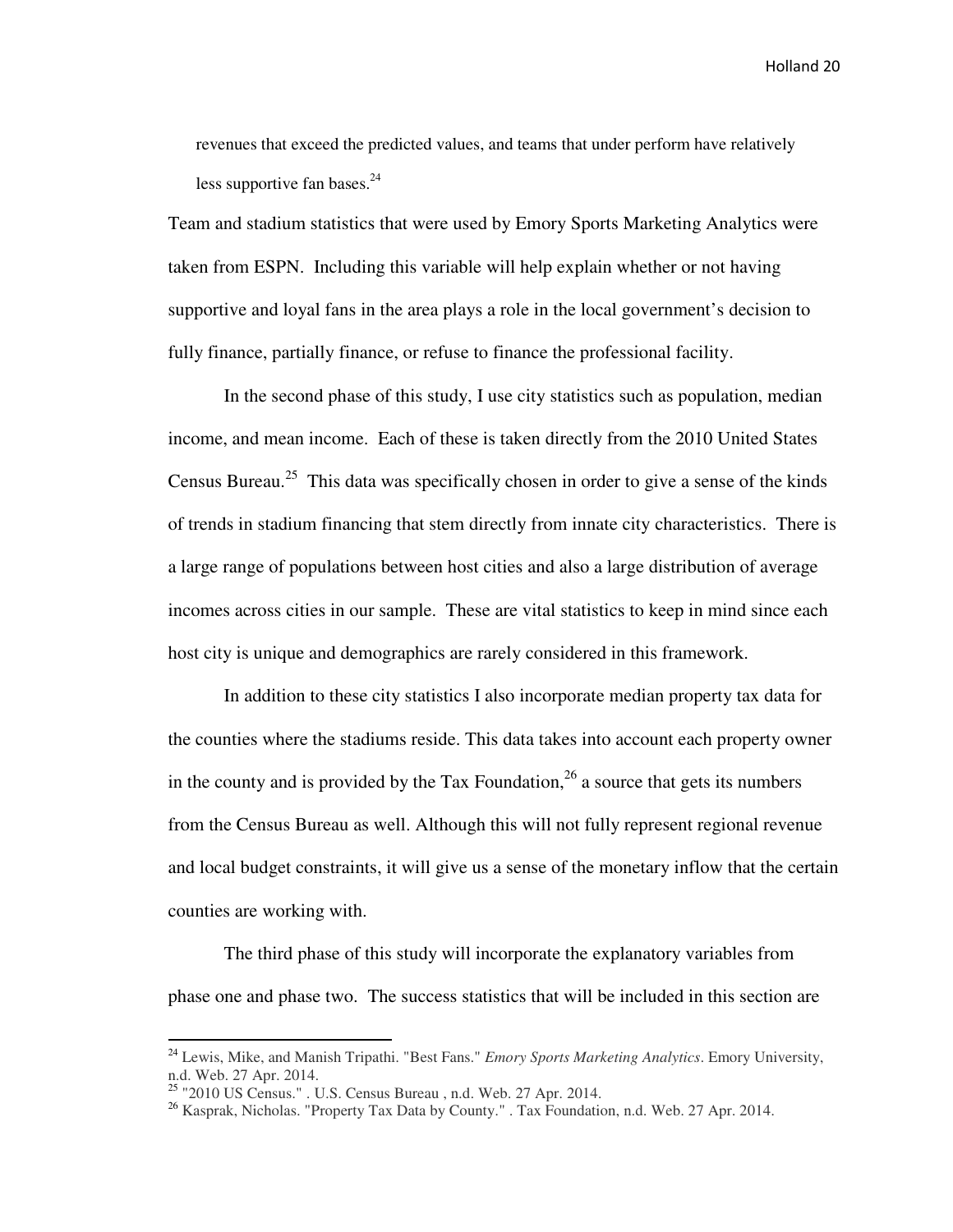revenues that exceed the predicted values, and teams that under perform have relatively less supportive fan bases.[24]

Team and stadium statistics that were used by Emory Sports Marketing Analytics were taken from ESPN. Including this variable will help explain whether or not having supportive and loyal fans in the area plays a role in the local government's decision to fully finance, partially finance, or refuse to finance the professional facility.

In the second phase of this study, I use city statistics such as population, median income, and mean income. Each of these is taken directly from the 2010 United States Census Bureau.[25] This data was specifically chosen in order to give a sense of the kinds of trends in stadium financing that stem directly from innate city characteristics. There is a large range of populations between host cities and also a large distribution of average incomes across cities in our sample. These are vital statistics to keep in mind since each host city is unique and demographics are rarely considered in this framework.

In addition to these city statistics I also incorporate median property tax data for the counties where the stadiums reside. This data takes into account each property owner in the county and is provided by the Tax Foundation,[26] a source that gets its numbers from the Census Bureau as well. Although this will not fully represent regional revenue and local budget constraints, it will give us a sense of the monetary inflow that the certain counties are working with.

The third phase of this study will incorporate the explanatory variables from phase one and phase two. The success statistics that will be included in this section are

---

[24] Lewis, Mike, and Manish Tripathi. "Best Fans." *Emory Sports Marketing Analytics*. Emory University, n.d. Web. 27 Apr. 2014.

[25] "2010 US Census." . U.S. Census Bureau , n.d. Web. 27 Apr. 2014.

[26] Kasprak, Nicholas. "Property Tax Data by County." . Tax Foundation, n.d. Web. 27 Apr. 2014.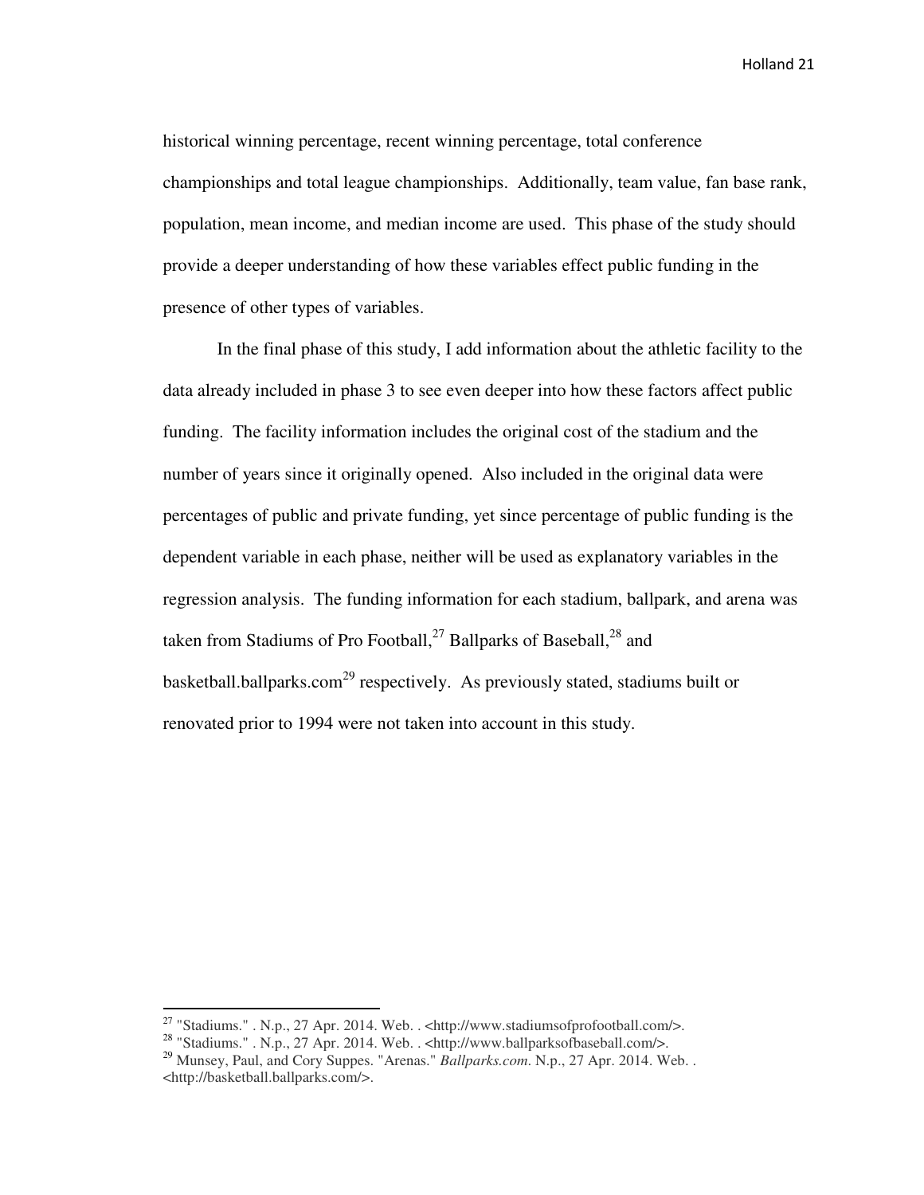historical winning percentage, recent winning percentage, total conference championships and total league championships. Additionally, team value, fan base rank, population, mean income, and median income are used. This phase of the study should provide a deeper understanding of how these variables effect public funding in the presence of other types of variables.

In the final phase of this study, I add information about the athletic facility to the data already included in phase 3 to see even deeper into how these factors affect public funding. The facility information includes the original cost of the stadium and the number of years since it originally opened. Also included in the original data were percentages of public and private funding, yet since percentage of public funding is the dependent variable in each phase, neither will be used as explanatory variables in the regression analysis. The funding information for each stadium, ballpark, and arena was taken from Stadiums of Pro Football,[27] Ballparks of Baseball,[28] and basketball.ballparks.com[29] respectively. As previously stated, stadiums built or renovated prior to 1994 were not taken into account in this study.

---

[27] "Stadiums." . N.p., 27 Apr. 2014. Web. . <http://www.stadiumsofprofootball.com/>.

[28] "Stadiums." . N.p., 27 Apr. 2014. Web. . <http://www.ballparksofbaseball.com/>.

[29] Munsey, Paul, and Cory Suppes. "Arenas." *Ballparks.com*. N.p., 27 Apr. 2014. Web. . <http://basketball.ballparks.com/>.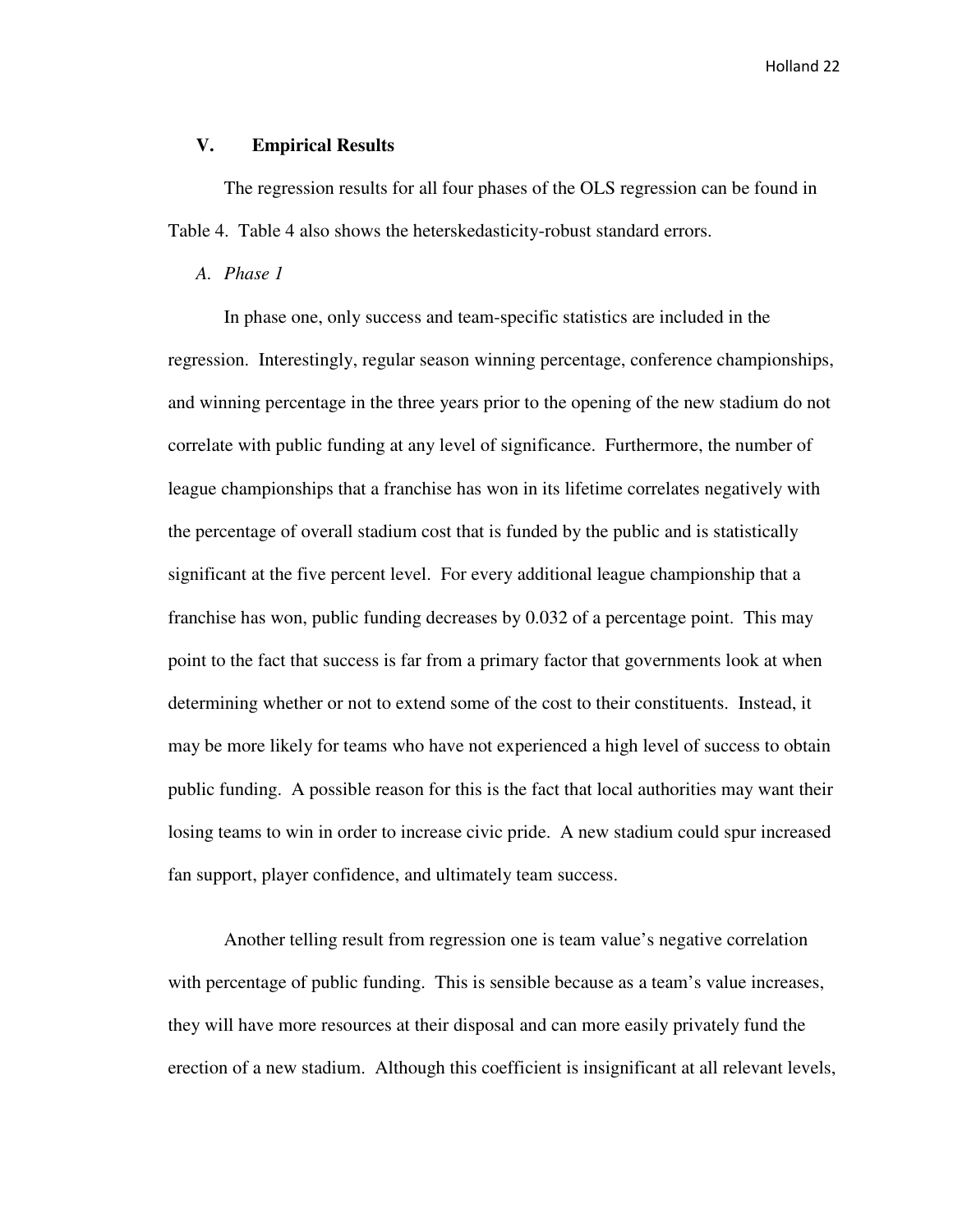## V. Empirical Results

The regression results for all four phases of the OLS regression can be found in Table 4. Table 4 also shows the heterskedasticity-robust standard errors.

### *A. Phase 1*

In phase one, only success and team-specific statistics are included in the regression. Interestingly, regular season winning percentage, conference championships, and winning percentage in the three years prior to the opening of the new stadium do not correlate with public funding at any level of significance. Furthermore, the number of league championships that a franchise has won in its lifetime correlates negatively with the percentage of overall stadium cost that is funded by the public and is statistically significant at the five percent level. For every additional league championship that a franchise has won, public funding decreases by 0.032 of a percentage point. This may point to the fact that success is far from a primary factor that governments look at when determining whether or not to extend some of the cost to their constituents. Instead, it may be more likely for teams who have not experienced a high level of success to obtain public funding. A possible reason for this is the fact that local authorities may want their losing teams to win in order to increase civic pride. A new stadium could spur increased fan support, player confidence, and ultimately team success.

Another telling result from regression one is team value's negative correlation with percentage of public funding. This is sensible because as a team's value increases, they will have more resources at their disposal and can more easily privately fund the erection of a new stadium. Although this coefficient is insignificant at all relevant levels,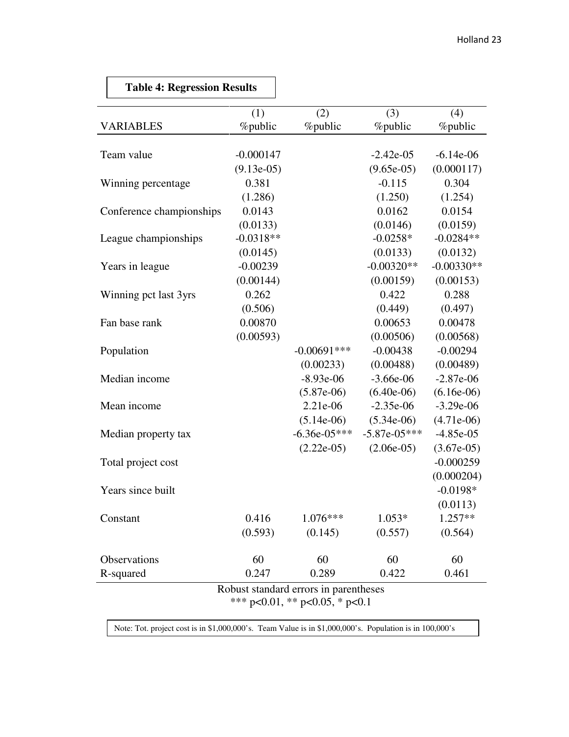**Table 4: Regression Results**

| VARIABLES | (1) %public | (2) %public | (3) %public | (4) %public |
|---|---|---|---|---|
| Team value | -0.000147 | | -2.42e-05 | -6.14e-06 |
| | (9.13e-05) | | (9.65e-05) | (0.000117) |
| Winning percentage | 0.381 | | -0.115 | 0.304 |
| | (1.286) | | (1.250) | (1.254) |
| Conference championships | 0.0143 | | 0.0162 | 0.0154 |
| | (0.0133) | | (0.0146) | (0.0159) |
| League championships | -0.0318** | | -0.0258* | -0.0284** |
| | (0.0145) | | (0.0133) | (0.0132) |
| Years in league | -0.00239 | | -0.00320** | -0.00330** |
| | (0.00144) | | (0.00159) | (0.00153) |
| Winning pct last 3yrs | 0.262 | | 0.422 | 0.288 |
| | (0.506) | | (0.449) | (0.497) |
| Fan base rank | 0.00870 | | 0.00653 | 0.00478 |
| | (0.00593) | | (0.00506) | (0.00568) |
| Population | | -0.00691*** | -0.00438 | -0.00294 |
| | | (0.00233) | (0.00488) | (0.00489) |
| Median income | | -8.93e-06 | -3.66e-06 | -2.87e-06 |
| | | (5.87e-06) | (6.40e-06) | (6.16e-06) |
| Mean income | | 2.21e-06 | -2.35e-06 | -3.29e-06 |
| | | (5.14e-06) | (5.34e-06) | (4.71e-06) |
| Median property tax | | -6.36e-05*** | -5.87e-05*** | -4.85e-05 |
| | | (2.22e-05) | (2.06e-05) | (3.67e-05) |
| Total project cost | | | | -0.000259 |
| | | | | (0.000204) |
| Years since built | | | | -0.0198* |
| | | | | (0.0113) |
| Constant | 0.416 | 1.076*** | 1.053* | 1.257** |
| | (0.593) | (0.145) | (0.557) | (0.564) |
| Observations | 60 | 60 | 60 | 60 |
| R-squared | 0.247 | 0.289 | 0.422 | 0.461 |

Robust standard errors in parentheses
*** $p<0.01$, ** $p<0.05$, * $p<0.1$

Note: Tot. project cost is in $1,000,000's. Team Value is in $1,000,000's. Population is in 100,000's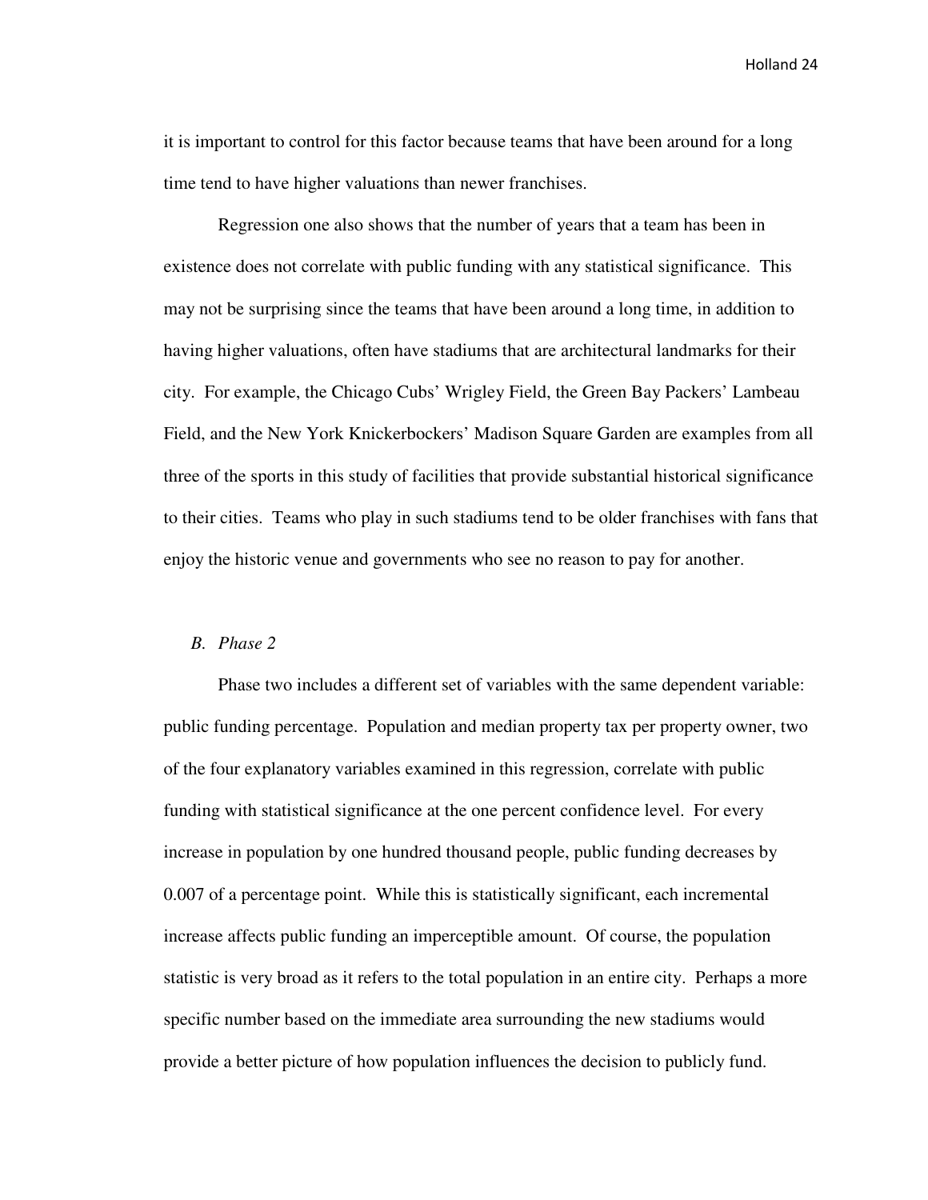it is important to control for this factor because teams that have been around for a long time tend to have higher valuations than newer franchises.

Regression one also shows that the number of years that a team has been in existence does not correlate with public funding with any statistical significance. This may not be surprising since the teams that have been around a long time, in addition to having higher valuations, often have stadiums that are architectural landmarks for their city. For example, the Chicago Cubs' Wrigley Field, the Green Bay Packers' Lambeau Field, and the New York Knickerbockers' Madison Square Garden are examples from all three of the sports in this study of facilities that provide substantial historical significance to their cities. Teams who play in such stadiums tend to be older franchises with fans that enjoy the historic venue and governments who see no reason to pay for another.

### *B. Phase 2*

Phase two includes a different set of variables with the same dependent variable: public funding percentage. Population and median property tax per property owner, two of the four explanatory variables examined in this regression, correlate with public funding with statistical significance at the one percent confidence level. For every increase in population by one hundred thousand people, public funding decreases by 0.007 of a percentage point. While this is statistically significant, each incremental increase affects public funding an imperceptible amount. Of course, the population statistic is very broad as it refers to the total population in an entire city. Perhaps a more specific number based on the immediate area surrounding the new stadiums would provide a better picture of how population influences the decision to publicly fund.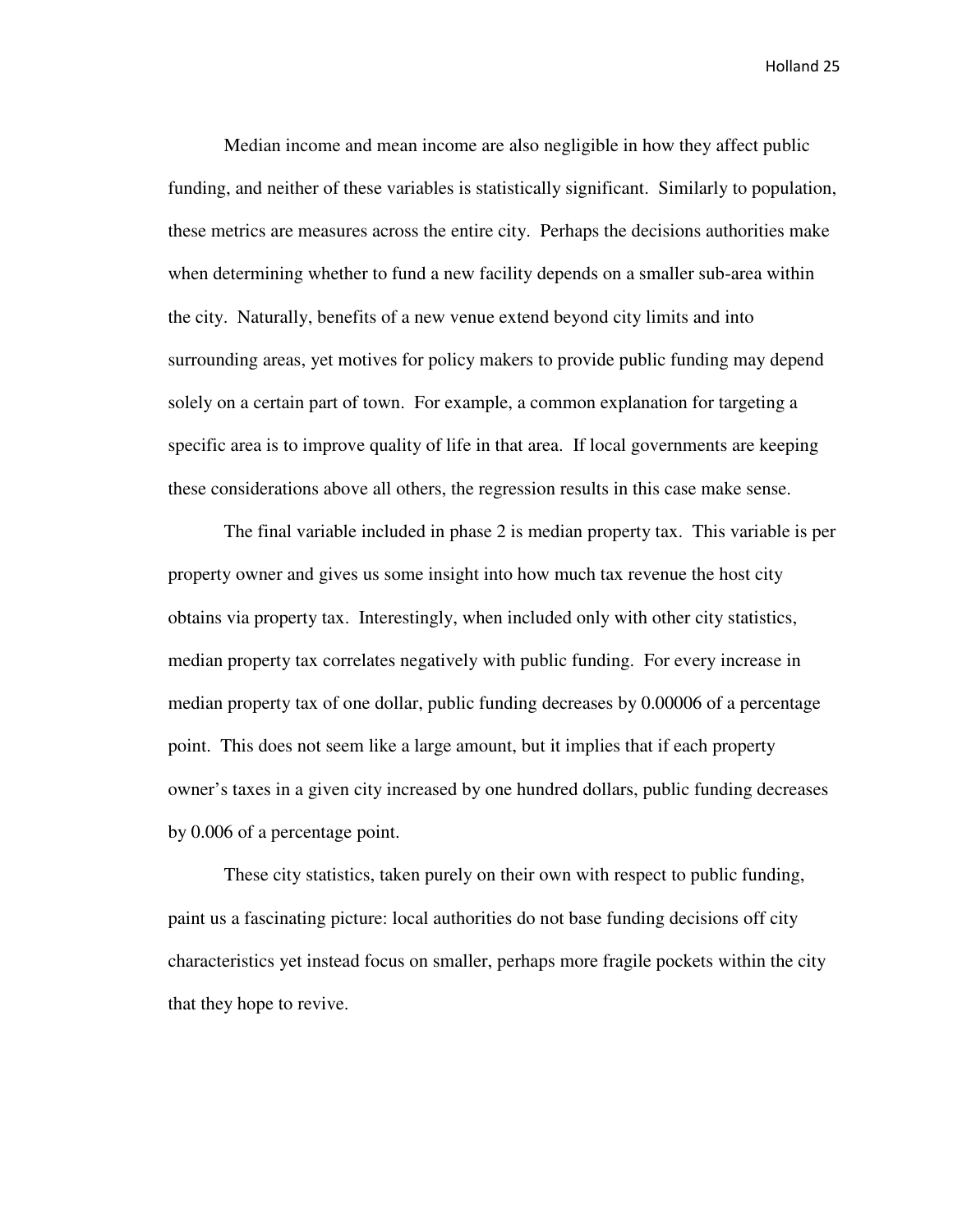Median income and mean income are also negligible in how they affect public funding, and neither of these variables is statistically significant. Similarly to population, these metrics are measures across the entire city. Perhaps the decisions authorities make when determining whether to fund a new facility depends on a smaller sub-area within the city. Naturally, benefits of a new venue extend beyond city limits and into surrounding areas, yet motives for policy makers to provide public funding may depend solely on a certain part of town. For example, a common explanation for targeting a specific area is to improve quality of life in that area. If local governments are keeping these considerations above all others, the regression results in this case make sense.

The final variable included in phase 2 is median property tax. This variable is per property owner and gives us some insight into how much tax revenue the host city obtains via property tax. Interestingly, when included only with other city statistics, median property tax correlates negatively with public funding. For every increase in median property tax of one dollar, public funding decreases by 0.00006 of a percentage point. This does not seem like a large amount, but it implies that if each property owner's taxes in a given city increased by one hundred dollars, public funding decreases by 0.006 of a percentage point.

These city statistics, taken purely on their own with respect to public funding, paint us a fascinating picture: local authorities do not base funding decisions off city characteristics yet instead focus on smaller, perhaps more fragile pockets within the city that they hope to revive.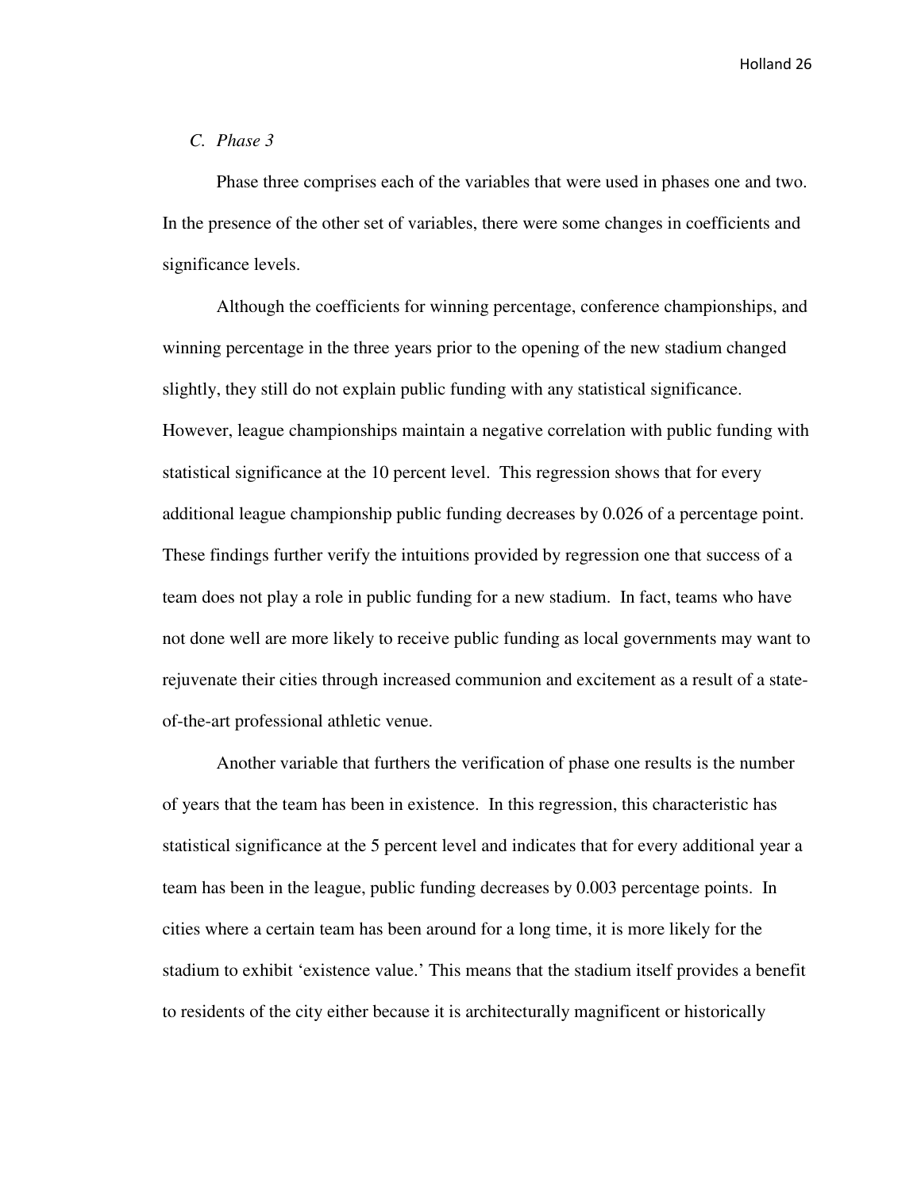### *C. Phase 3*

Phase three comprises each of the variables that were used in phases one and two. In the presence of the other set of variables, there were some changes in coefficients and significance levels.

Although the coefficients for winning percentage, conference championships, and winning percentage in the three years prior to the opening of the new stadium changed slightly, they still do not explain public funding with any statistical significance. However, league championships maintain a negative correlation with public funding with statistical significance at the 10 percent level. This regression shows that for every additional league championship public funding decreases by 0.026 of a percentage point. These findings further verify the intuitions provided by regression one that success of a team does not play a role in public funding for a new stadium. In fact, teams who have not done well are more likely to receive public funding as local governments may want to rejuvenate their cities through increased communion and excitement as a result of a state-of-the-art professional athletic venue.

Another variable that furthers the verification of phase one results is the number of years that the team has been in existence. In this regression, this characteristic has statistical significance at the 5 percent level and indicates that for every additional year a team has been in the league, public funding decreases by 0.003 percentage points. In cities where a certain team has been around for a long time, it is more likely for the stadium to exhibit 'existence value.' This means that the stadium itself provides a benefit to residents of the city either because it is architecturally magnificent or historically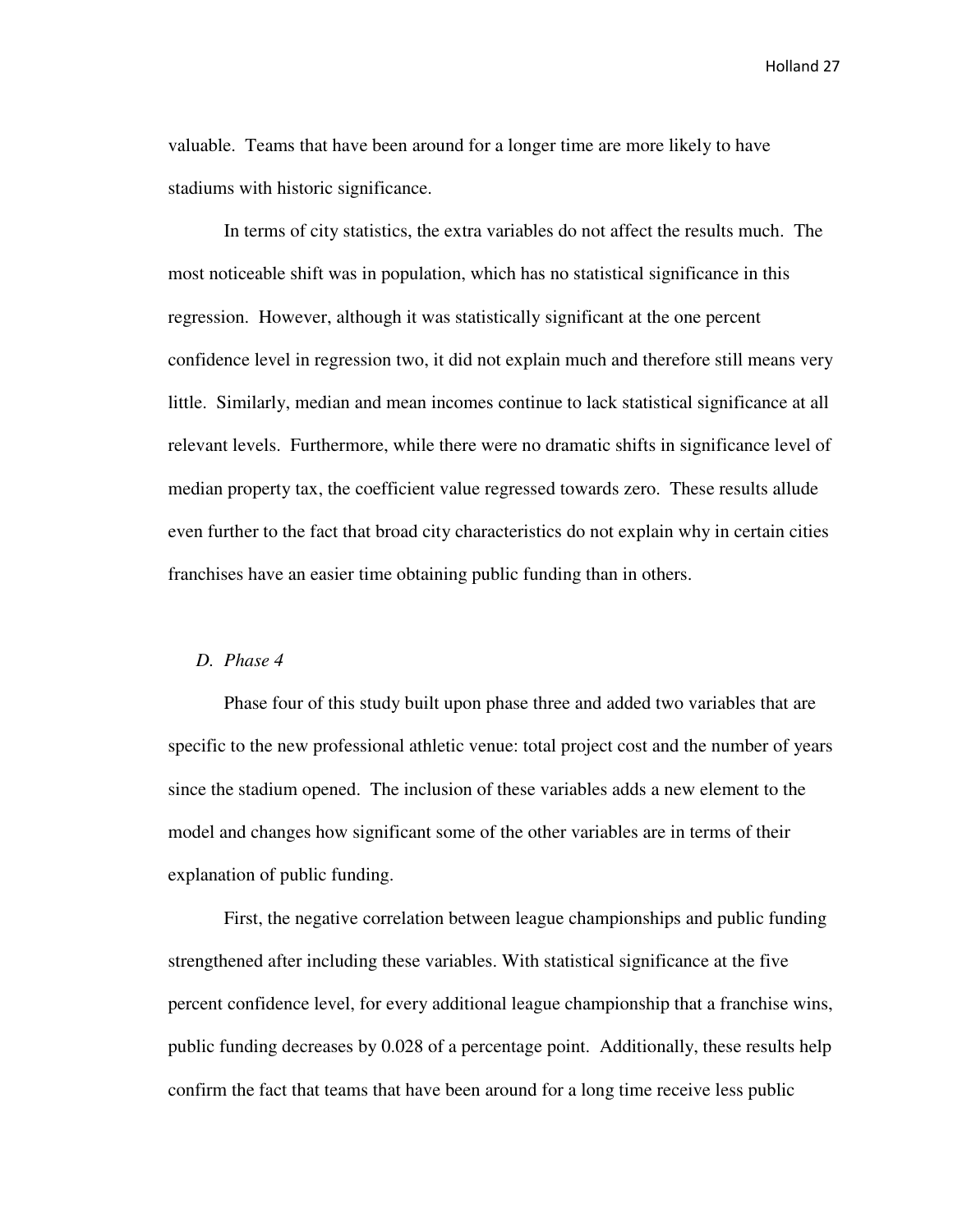valuable. Teams that have been around for a longer time are more likely to have stadiums with historic significance.

In terms of city statistics, the extra variables do not affect the results much. The most noticeable shift was in population, which has no statistical significance in this regression. However, although it was statistically significant at the one percent confidence level in regression two, it did not explain much and therefore still means very little. Similarly, median and mean incomes continue to lack statistical significance at all relevant levels. Furthermore, while there were no dramatic shifts in significance level of median property tax, the coefficient value regressed towards zero. These results allude even further to the fact that broad city characteristics do not explain why in certain cities franchises have an easier time obtaining public funding than in others.

### *D. Phase 4*

Phase four of this study built upon phase three and added two variables that are specific to the new professional athletic venue: total project cost and the number of years since the stadium opened. The inclusion of these variables adds a new element to the model and changes how significant some of the other variables are in terms of their explanation of public funding.

First, the negative correlation between league championships and public funding strengthened after including these variables. With statistical significance at the five percent confidence level, for every additional league championship that a franchise wins, public funding decreases by 0.028 of a percentage point. Additionally, these results help confirm the fact that teams that have been around for a long time receive less public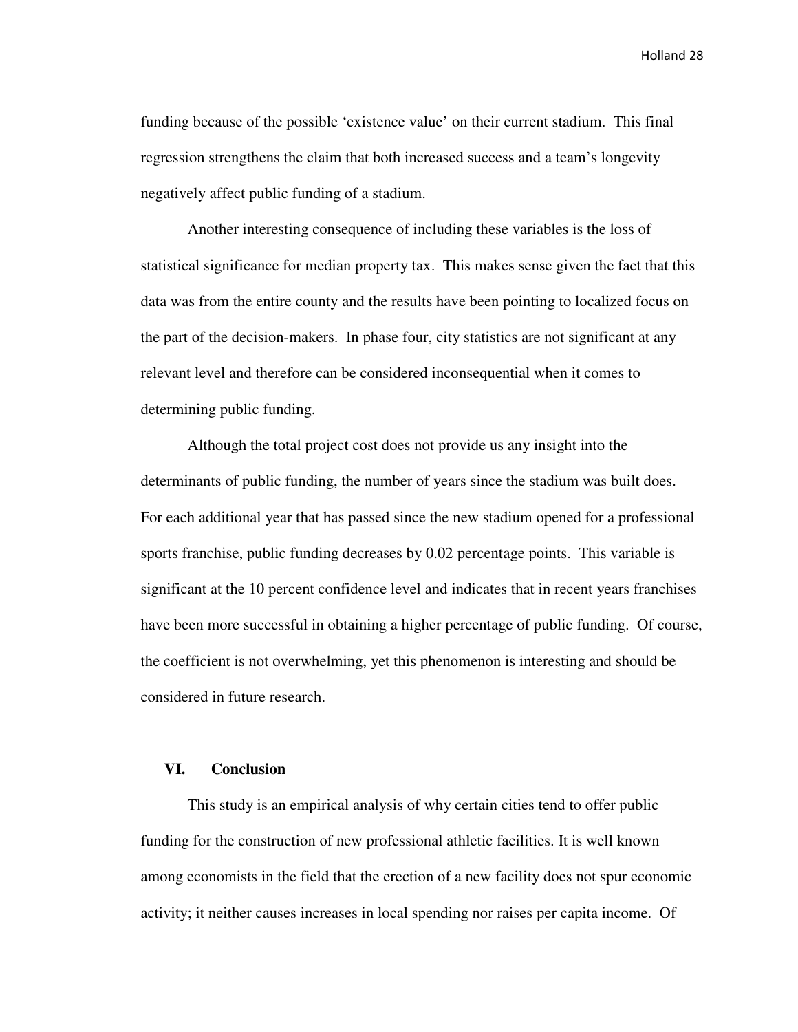funding because of the possible 'existence value' on their current stadium. This final regression strengthens the claim that both increased success and a team's longevity negatively affect public funding of a stadium.

Another interesting consequence of including these variables is the loss of statistical significance for median property tax. This makes sense given the fact that this data was from the entire county and the results have been pointing to localized focus on the part of the decision-makers. In phase four, city statistics are not significant at any relevant level and therefore can be considered inconsequential when it comes to determining public funding.

Although the total project cost does not provide us any insight into the determinants of public funding, the number of years since the stadium was built does. For each additional year that has passed since the new stadium opened for a professional sports franchise, public funding decreases by 0.02 percentage points. This variable is significant at the 10 percent confidence level and indicates that in recent years franchises have been more successful in obtaining a higher percentage of public funding. Of course, the coefficient is not overwhelming, yet this phenomenon is interesting and should be considered in future research.

## VI. Conclusion

This study is an empirical analysis of why certain cities tend to offer public funding for the construction of new professional athletic facilities. It is well known among economists in the field that the erection of a new facility does not spur economic activity; it neither causes increases in local spending nor raises per capita income. Of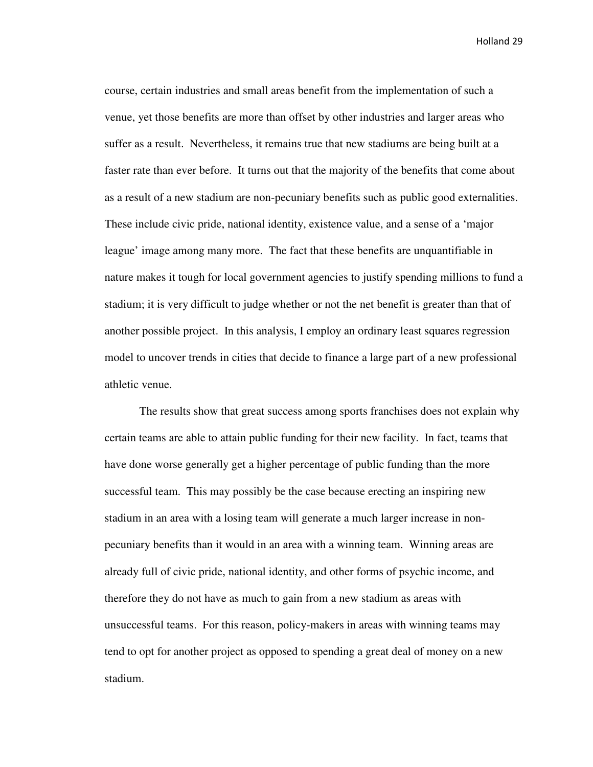course, certain industries and small areas benefit from the implementation of such a venue, yet those benefits are more than offset by other industries and larger areas who suffer as a result. Nevertheless, it remains true that new stadiums are being built at a faster rate than ever before. It turns out that the majority of the benefits that come about as a result of a new stadium are non-pecuniary benefits such as public good externalities. These include civic pride, national identity, existence value, and a sense of a 'major league' image among many more. The fact that these benefits are unquantifiable in nature makes it tough for local government agencies to justify spending millions to fund a stadium; it is very difficult to judge whether or not the net benefit is greater than that of another possible project. In this analysis, I employ an ordinary least squares regression model to uncover trends in cities that decide to finance a large part of a new professional athletic venue.

The results show that great success among sports franchises does not explain why certain teams are able to attain public funding for their new facility. In fact, teams that have done worse generally get a higher percentage of public funding than the more successful team. This may possibly be the case because erecting an inspiring new stadium in an area with a losing team will generate a much larger increase in non-pecuniary benefits than it would in an area with a winning team. Winning areas are already full of civic pride, national identity, and other forms of psychic income, and therefore they do not have as much to gain from a new stadium as areas with unsuccessful teams. For this reason, policy-makers in areas with winning teams may tend to opt for another project as opposed to spending a great deal of money on a new stadium.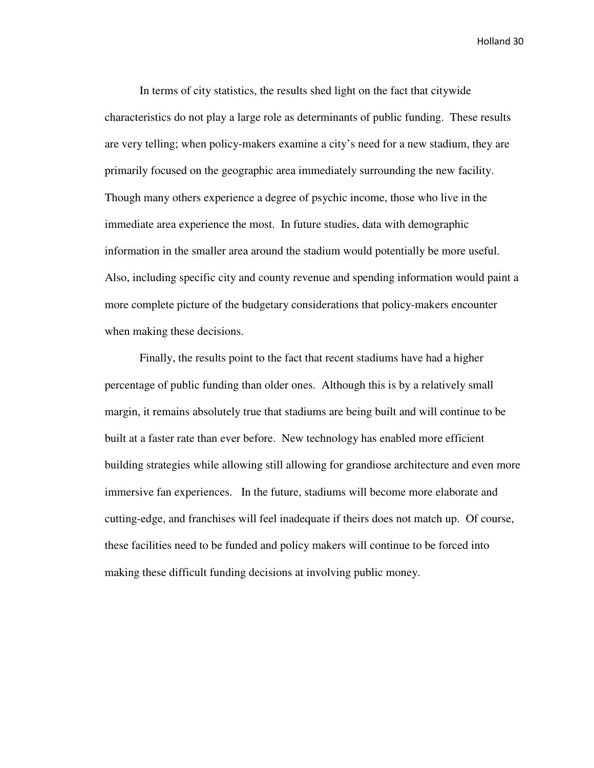In terms of city statistics, the results shed light on the fact that citywide characteristics do not play a large role as determinants of public funding. These results are very telling; when policy-makers examine a city's need for a new stadium, they are primarily focused on the geographic area immediately surrounding the new facility. Though many others experience a degree of psychic income, those who live in the immediate area experience the most. In future studies, data with demographic information in the smaller area around the stadium would potentially be more useful. Also, including specific city and county revenue and spending information would paint a more complete picture of the budgetary considerations that policy-makers encounter when making these decisions.

Finally, the results point to the fact that recent stadiums have had a higher percentage of public funding than older ones. Although this is by a relatively small margin, it remains absolutely true that stadiums are being built and will continue to be built at a faster rate than ever before. New technology has enabled more efficient building strategies while allowing still allowing for grandiose architecture and even more immersive fan experiences. In the future, stadiums will become more elaborate and cutting-edge, and franchises will feel inadequate if theirs does not match up. Of course, these facilities need to be funded and policy makers will continue to be forced into making these difficult funding decisions at involving public money.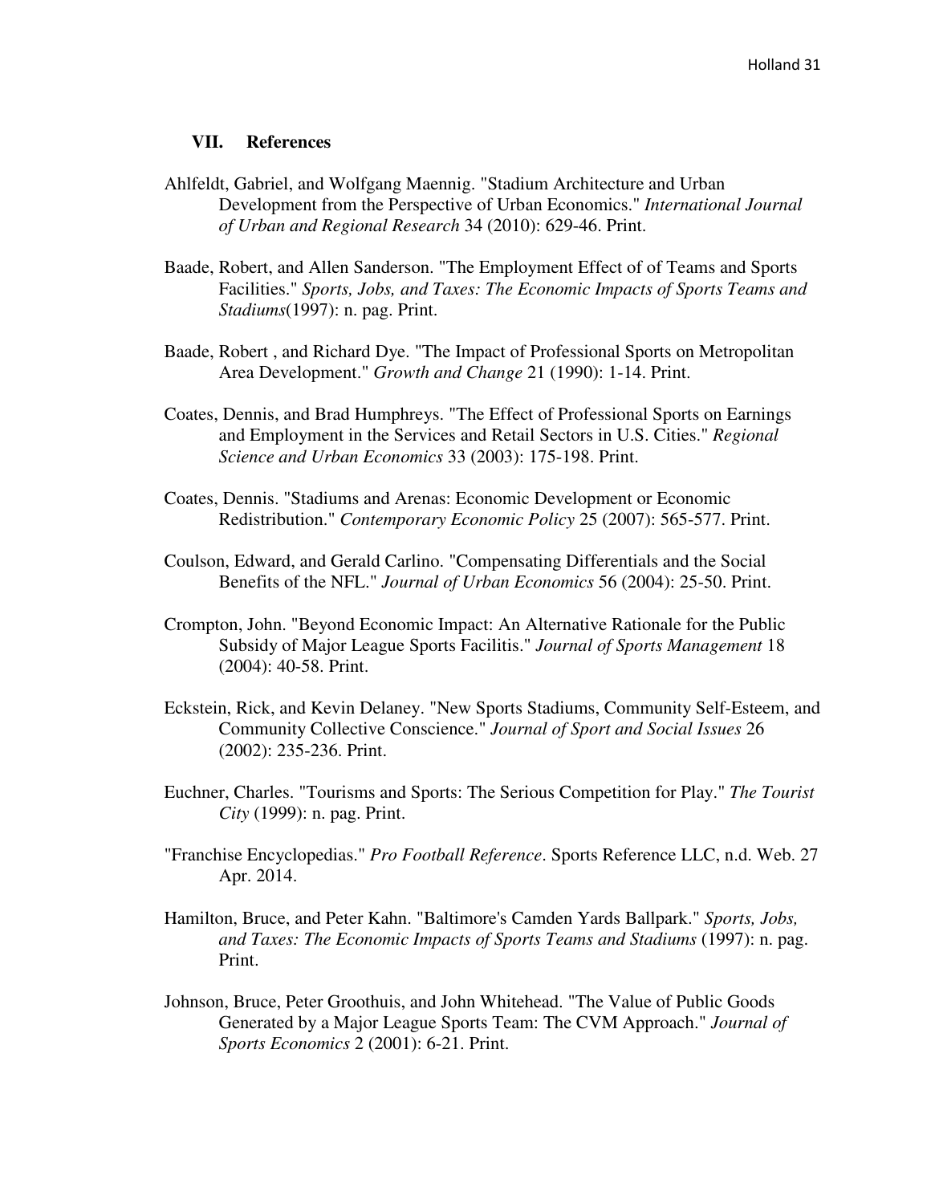## VII. References

Ahlfeldt, Gabriel, and Wolfgang Maennig. "Stadium Architecture and Urban Development from the Perspective of Urban Economics." *International Journal of Urban and Regional Research* 34 (2010): 629-46. Print.

Baade, Robert, and Allen Sanderson. "The Employment Effect of of Teams and Sports Facilities." *Sports, Jobs, and Taxes: The Economic Impacts of Sports Teams and Stadiums*(1997): n. pag. Print.

Baade, Robert , and Richard Dye. "The Impact of Professional Sports on Metropolitan Area Development." *Growth and Change* 21 (1990): 1-14. Print.

Coates, Dennis, and Brad Humphreys. "The Effect of Professional Sports on Earnings and Employment in the Services and Retail Sectors in U.S. Cities." *Regional Science and Urban Economics* 33 (2003): 175-198. Print.

Coates, Dennis. "Stadiums and Arenas: Economic Development or Economic Redistribution." *Contemporary Economic Policy* 25 (2007): 565-577. Print.

Coulson, Edward, and Gerald Carlino. "Compensating Differentials and the Social Benefits of the NFL." *Journal of Urban Economics* 56 (2004): 25-50. Print.

Crompton, John. "Beyond Economic Impact: An Alternative Rationale for the Public Subsidy of Major League Sports Facilitis." *Journal of Sports Management* 18 (2004): 40-58. Print.

Eckstein, Rick, and Kevin Delaney. "New Sports Stadiums, Community Self-Esteem, and Community Collective Conscience." *Journal of Sport and Social Issues* 26 (2002): 235-236. Print.

Euchner, Charles. "Tourisms and Sports: The Serious Competition for Play." *The Tourist City* (1999): n. pag. Print.

"Franchise Encyclopedias." *Pro Football Reference*. Sports Reference LLC, n.d. Web. 27 Apr. 2014.

Hamilton, Bruce, and Peter Kahn. "Baltimore's Camden Yards Ballpark." *Sports, Jobs, and Taxes: The Economic Impacts of Sports Teams and Stadiums* (1997): n. pag. Print.

Johnson, Bruce, Peter Groothuis, and John Whitehead. "The Value of Public Goods Generated by a Major League Sports Team: The CVM Approach." *Journal of Sports Economics* 2 (2001): 6-21. Print.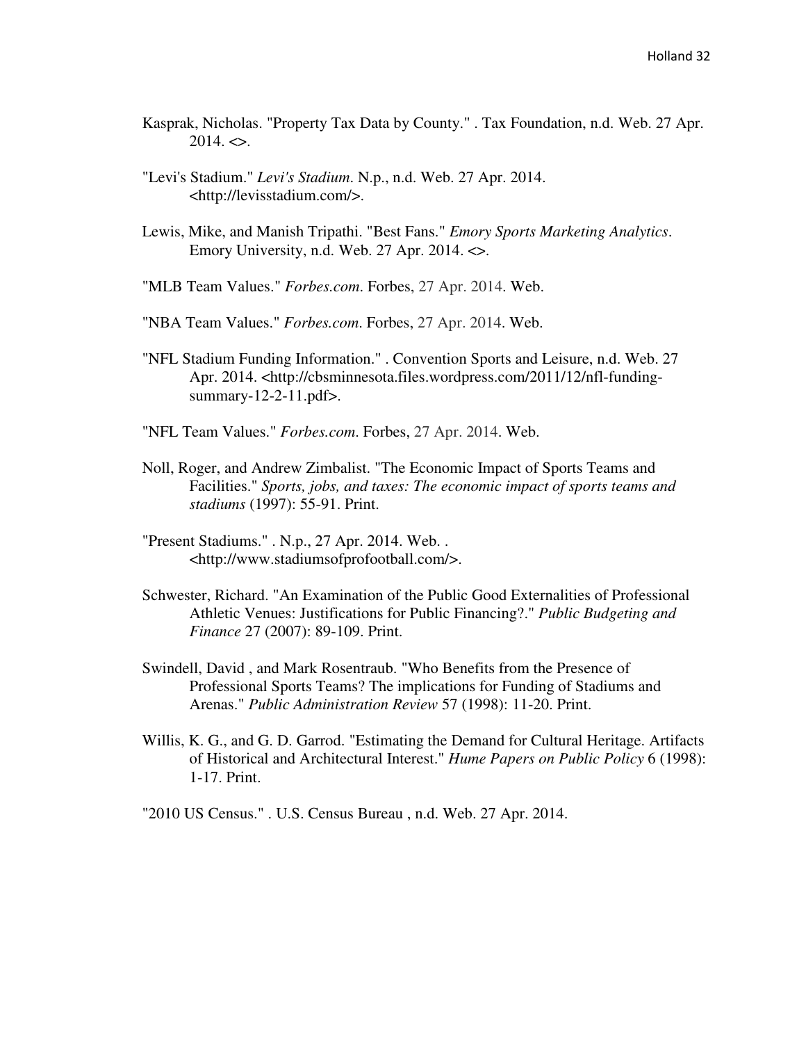Kasprak, Nicholas. "Property Tax Data by County." . Tax Foundation, n.d. Web. 27 Apr. 2014. <>.

"Levi's Stadium." *Levi's Stadium*. N.p., n.d. Web. 27 Apr. 2014. <http://levisstadium.com/>.

Lewis, Mike, and Manish Tripathi. "Best Fans." *Emory Sports Marketing Analytics*. Emory University, n.d. Web. 27 Apr. 2014. <>.

"MLB Team Values." *Forbes.com*. Forbes, 27 Apr. 2014. Web.

"NBA Team Values." *Forbes.com*. Forbes, 27 Apr. 2014. Web.

"NFL Stadium Funding Information." . Convention Sports and Leisure, n.d. Web. 27 Apr. 2014. <http://cbsminnesota.files.wordpress.com/2011/12/nfl-funding-summary-12-2-11.pdf>.

"NFL Team Values." *Forbes.com*. Forbes, 27 Apr. 2014. Web.

Noll, Roger, and Andrew Zimbalist. "The Economic Impact of Sports Teams and Facilities." *Sports, jobs, and taxes: The economic impact of sports teams and stadiums* (1997): 55-91. Print.

"Present Stadiums." . N.p., 27 Apr. 2014. Web. . <http://www.stadiumsofprofootball.com/>.

Schwester, Richard. "An Examination of the Public Good Externalities of Professional Athletic Venues: Justifications for Public Financing?." *Public Budgeting and Finance* 27 (2007): 89-109. Print.

Swindell, David , and Mark Rosentraub. "Who Benefits from the Presence of Professional Sports Teams? The implications for Funding of Stadiums and Arenas." *Public Administration Review* 57 (1998): 11-20. Print.

Willis, K. G., and G. D. Garrod. "Estimating the Demand for Cultural Heritage. Artifacts of Historical and Architectural Interest." *Hume Papers on Public Policy* 6 (1998): 1-17. Print.

"2010 US Census." . U.S. Census Bureau , n.d. Web. 27 Apr. 2014.